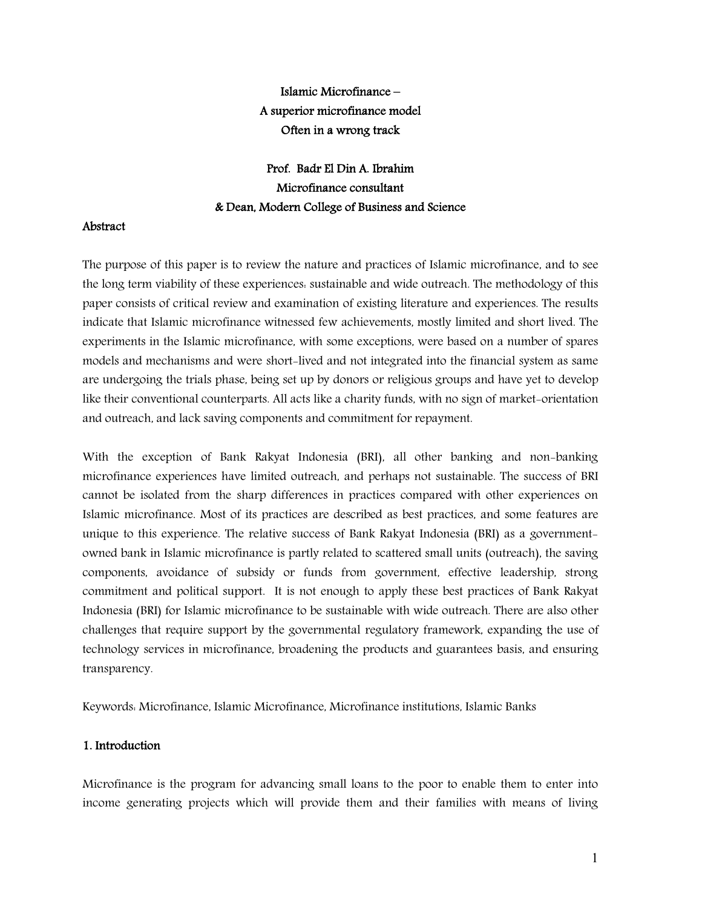# Islamic Microfinance –
# A superior microfinance model
# Often in a wrong track

**Prof. Badr El Din A. Ibrahim**
**Microfinance consultant**
**& Dean, Modern College of Business and Science**

## Abstract

The purpose of this paper is to review the nature and practices of Islamic microfinance, and to see the long term viability of these experiences: sustainable and wide outreach. The methodology of this paper consists of critical review and examination of existing literature and experiences. The results indicate that Islamic microfinance witnessed few achievements, mostly limited and short lived. The experiments in the Islamic microfinance, with some exceptions, were based on a number of spares models and mechanisms and were short-lived and not integrated into the financial system as same are undergoing the trials phase, being set up by donors or religious groups and have yet to develop like their conventional counterparts. All acts like a charity funds, with no sign of market-orientation and outreach, and lack saving components and commitment for repayment.

With the exception of Bank Rakyat Indonesia (BRI), all other banking and non-banking microfinance experiences have limited outreach, and perhaps not sustainable. The success of BRI cannot be isolated from the sharp differences in practices compared with other experiences on Islamic microfinance. Most of its practices are described as best practices, and some features are unique to this experience. The relative success of Bank Rakyat Indonesia (BRI) as a government-owned bank in Islamic microfinance is partly related to scattered small units (outreach), the saving components, avoidance of subsidy or funds from government, effective leadership, strong commitment and political support. It is not enough to apply these best practices of Bank Rakyat Indonesia (BRI) for Islamic microfinance to be sustainable with wide outreach. There are also other challenges that require support by the governmental regulatory framework, expanding the use of technology services in microfinance, broadening the products and guarantees basis, and ensuring transparency.

Keywords: Microfinance, Islamic Microfinance, Microfinance institutions, Islamic Banks

## 1. Introduction

Microfinance is the program for advancing small loans to the poor to enable them to enter into income generating projects which will provide them and their families with means of living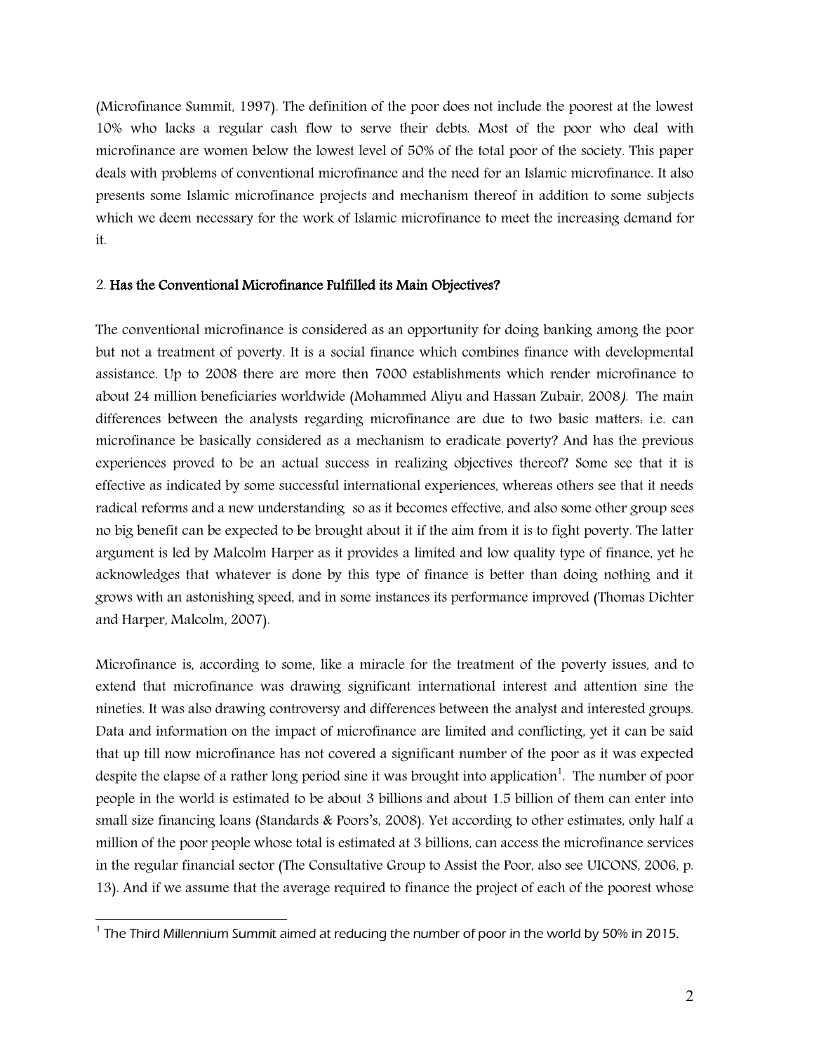(Microfinance Summit, 1997). The definition of the poor does not include the poorest at the lowest 10% who lacks a regular cash flow to serve their debts. Most of the poor who deal with microfinance are women below the lowest level of 50% of the total poor of the society. This paper deals with problems of conventional microfinance and the need for an Islamic microfinance. It also presents some Islamic microfinance projects and mechanism thereof in addition to some subjects which we deem necessary for the work of Islamic microfinance to meet the increasing demand for it.

## 2. Has the Conventional Microfinance Fulfilled its Main Objectives?

The conventional microfinance is considered as an opportunity for doing banking among the poor but not a treatment of poverty. It is a social finance which combines finance with developmental assistance. Up to 2008 there are more then 7000 establishments which render microfinance to about 24 million beneficiaries worldwide (Mohammed Aliyu and Hassan Zubair, 2008*)*. The main differences between the analysts regarding microfinance are due to two basic matters: i.e. can microfinance be basically considered as a mechanism to eradicate poverty? And has the previous experiences proved to be an actual success in realizing objectives thereof? Some see that it is effective as indicated by some successful international experiences, whereas others see that it needs radical reforms and a new understanding so as it becomes effective, and also some other group sees no big benefit can be expected to be brought about it if the aim from it is to fight poverty. The latter argument is led by Malcolm Harper as it provides a limited and low quality type of finance, yet he acknowledges that whatever is done by this type of finance is better than doing nothing and it grows with an astonishing speed, and in some instances its performance improved (Thomas Dichter and Harper, Malcolm, 2007).

Microfinance is, according to some, like a miracle for the treatment of the poverty issues, and to extend that microfinance was drawing significant international interest and attention sine the nineties. It was also drawing controversy and differences between the analyst and interested groups. Data and information on the impact of microfinance are limited and conflicting, yet it can be said that up till now microfinance has not covered a significant number of the poor as it was expected despite the elapse of a rather long period sine it was brought into application[1]. The number of poor people in the world is estimated to be about 3 billions and about 1.5 billion of them can enter into small size financing loans (Standards & Poors's, 2008). Yet according to other estimates, only half a million of the poor people whose total is estimated at 3 billions, can access the microfinance services in the regular financial sector (The Consultative Group to Assist the Poor, also see UICONS, 2006, p. 13). And if we assume that the average required to finance the project of each of the poorest whose

[1] The Third Millennium Summit aimed at reducing the number of poor in the world by 50% in 2015.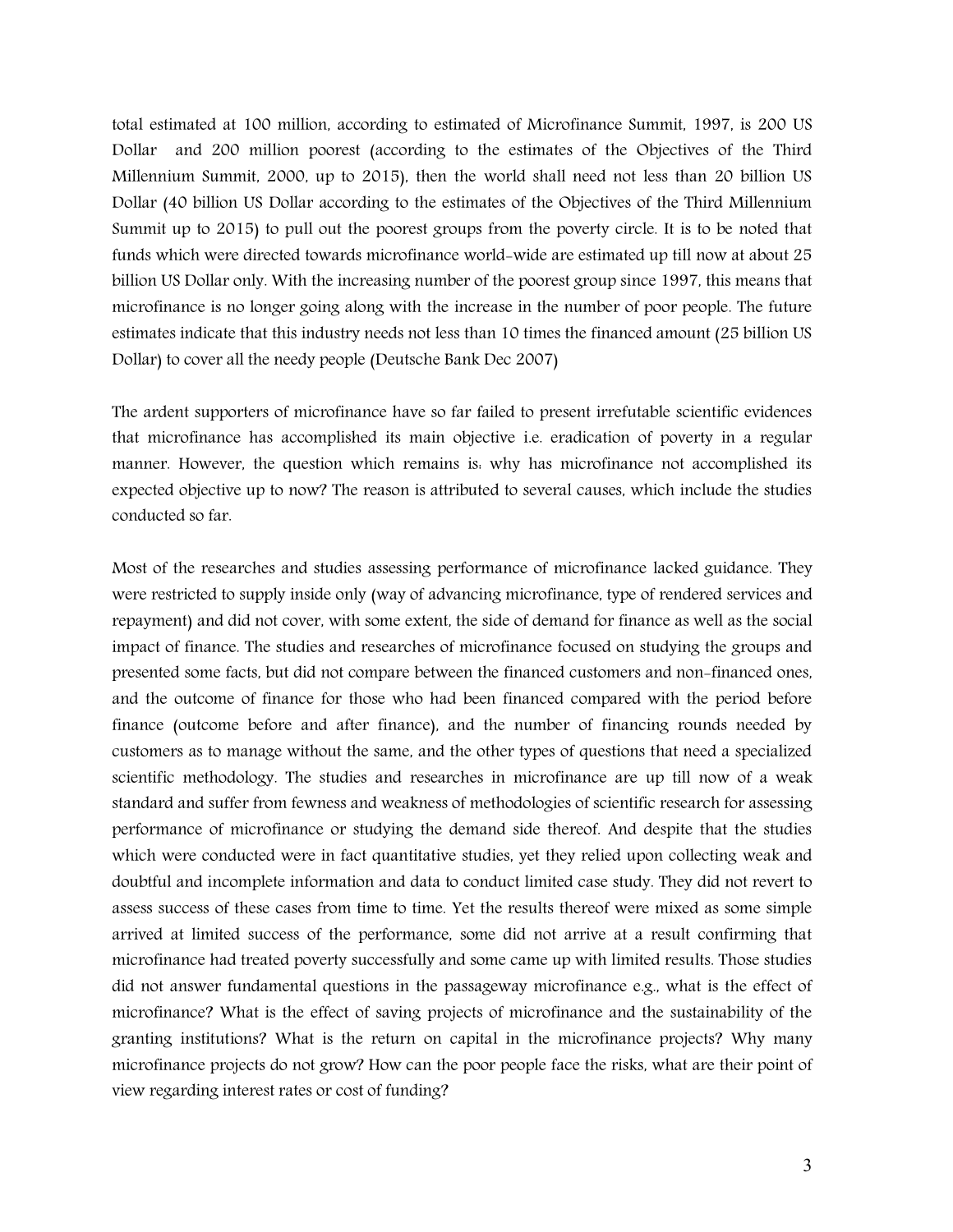total estimated at 100 million, according to estimated of Microfinance Summit, 1997, is 200 US Dollar and 200 million poorest (according to the estimates of the Objectives of the Third Millennium Summit, 2000, up to 2015), then the world shall need not less than 20 billion US Dollar (40 billion US Dollar according to the estimates of the Objectives of the Third Millennium Summit up to 2015) to pull out the poorest groups from the poverty circle. It is to be noted that funds which were directed towards microfinance world-wide are estimated up till now at about 25 billion US Dollar only. With the increasing number of the poorest group since 1997, this means that microfinance is no longer going along with the increase in the number of poor people. The future estimates indicate that this industry needs not less than 10 times the financed amount (25 billion US Dollar) to cover all the needy people (Deutsche Bank Dec 2007)

The ardent supporters of microfinance have so far failed to present irrefutable scientific evidences that microfinance has accomplished its main objective i.e. eradication of poverty in a regular manner. However, the question which remains is: why has microfinance not accomplished its expected objective up to now? The reason is attributed to several causes, which include the studies conducted so far.

Most of the researches and studies assessing performance of microfinance lacked guidance. They were restricted to supply inside only (way of advancing microfinance, type of rendered services and repayment) and did not cover, with some extent, the side of demand for finance as well as the social impact of finance. The studies and researches of microfinance focused on studying the groups and presented some facts, but did not compare between the financed customers and non-financed ones, and the outcome of finance for those who had been financed compared with the period before finance (outcome before and after finance), and the number of financing rounds needed by customers as to manage without the same, and the other types of questions that need a specialized scientific methodology. The studies and researches in microfinance are up till now of a weak standard and suffer from fewness and weakness of methodologies of scientific research for assessing performance of microfinance or studying the demand side thereof. And despite that the studies which were conducted were in fact quantitative studies, yet they relied upon collecting weak and doubtful and incomplete information and data to conduct limited case study. They did not revert to assess success of these cases from time to time. Yet the results thereof were mixed as some simple arrived at limited success of the performance, some did not arrive at a result confirming that microfinance had treated poverty successfully and some came up with limited results. Those studies did not answer fundamental questions in the passageway microfinance e.g., what is the effect of microfinance? What is the effect of saving projects of microfinance and the sustainability of the granting institutions? What is the return on capital in the microfinance projects? Why many microfinance projects do not grow? How can the poor people face the risks, what are their point of view regarding interest rates or cost of funding?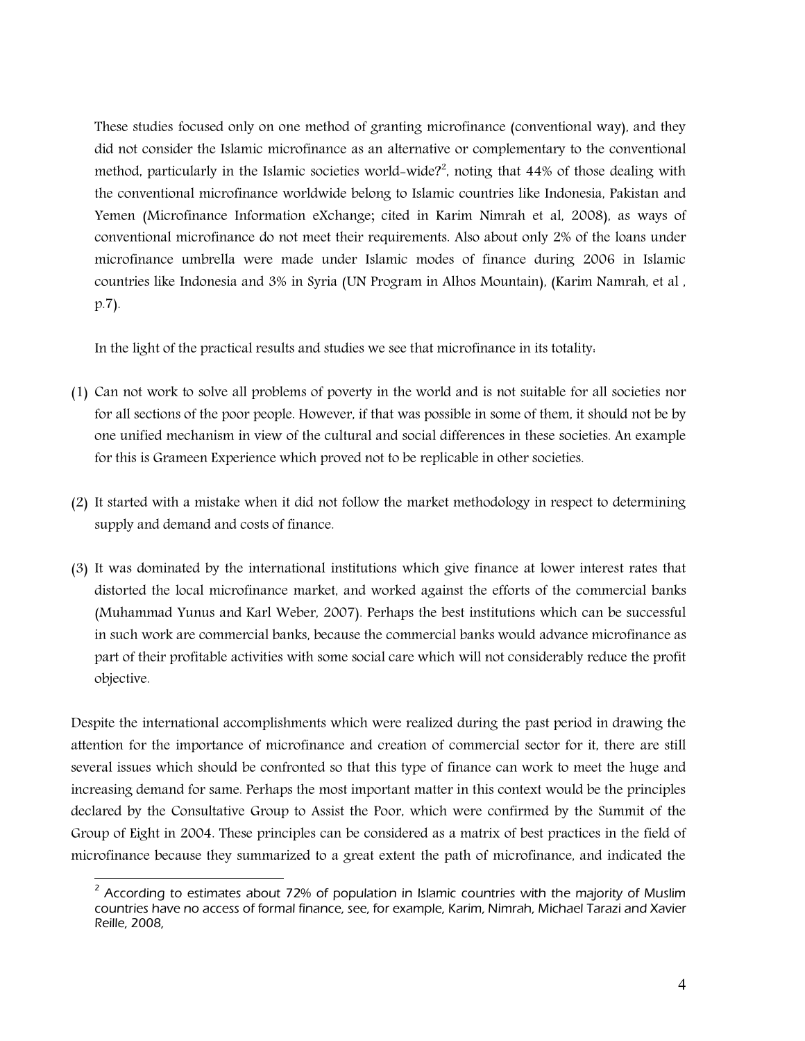These studies focused only on one method of granting microfinance (conventional way), and they did not consider the Islamic microfinance as an alternative or complementary to the conventional method, particularly in the Islamic societies world-wide?[2], noting that 44% of those dealing with the conventional microfinance worldwide belong to Islamic countries like Indonesia, Pakistan and Yemen (Microfinance Information eXchange; cited in Karim Nimrah et al, 2008), as ways of conventional microfinance do not meet their requirements. Also about only 2% of the loans under microfinance umbrella were made under Islamic modes of finance during 2006 in Islamic countries like Indonesia and 3% in Syria (UN Program in Alhos Mountain), (Karim Namrah, et al , p.7).

In the light of the practical results and studies we see that microfinance in its totality:

(1) Can not work to solve all problems of poverty in the world and is not suitable for all societies nor for all sections of the poor people. However, if that was possible in some of them, it should not be by one unified mechanism in view of the cultural and social differences in these societies. An example for this is Grameen Experience which proved not to be replicable in other societies.

(2) It started with a mistake when it did not follow the market methodology in respect to determining supply and demand and costs of finance.

(3) It was dominated by the international institutions which give finance at lower interest rates that distorted the local microfinance market, and worked against the efforts of the commercial banks (Muhammad Yunus and Karl Weber, 2007). Perhaps the best institutions which can be successful in such work are commercial banks, because the commercial banks would advance microfinance as part of their profitable activities with some social care which will not considerably reduce the profit objective.

Despite the international accomplishments which were realized during the past period in drawing the attention for the importance of microfinance and creation of commercial sector for it, there are still several issues which should be confronted so that this type of finance can work to meet the huge and increasing demand for same. Perhaps the most important matter in this context would be the principles declared by the Consultative Group to Assist the Poor, which were confirmed by the Summit of the Group of Eight in 2004. These principles can be considered as a matrix of best practices in the field of microfinance because they summarized to a great extent the path of microfinance, and indicated the

[2] According to estimates about 72% of population in Islamic countries with the majority of Muslim countries have no access of formal finance, see, for example, Karim, Nimrah, Michael Tarazi and Xavier Reille, 2008,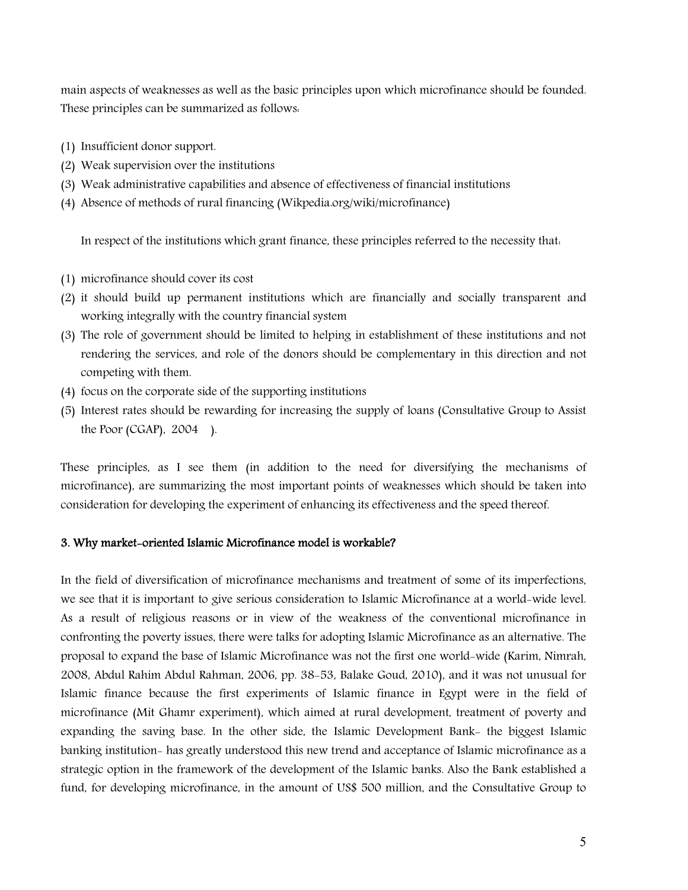main aspects of weaknesses as well as the basic principles upon which microfinance should be founded. These principles can be summarized as follows:

(1) Insufficient donor support.
(2) Weak supervision over the institutions
(3) Weak administrative capabilities and absence of effectiveness of financial institutions
(4) Absence of methods of rural financing (Wikpedia.org/wiki/microfinance)

In respect of the institutions which grant finance, these principles referred to the necessity that:

(1) microfinance should cover its cost
(2) it should build up permanent institutions which are financially and socially transparent and working integrally with the country financial system
(3) The role of government should be limited to helping in establishment of these institutions and not rendering the services, and role of the donors should be complementary in this direction and not competing with them.
(4) focus on the corporate side of the supporting institutions
(5) Interest rates should be rewarding for increasing the supply of loans (Consultative Group to Assist the Poor (CGAP), 2004 ).

These principles, as I see them (in addition to the need for diversifying the mechanisms of microfinance), are summarizing the most important points of weaknesses which should be taken into consideration for developing the experiment of enhancing its effectiveness and the speed thereof.

### 3. Why market-oriented Islamic Microfinance model is workable?

In the field of diversification of microfinance mechanisms and treatment of some of its imperfections, we see that it is important to give serious consideration to Islamic Microfinance at a world-wide level. As a result of religious reasons or in view of the weakness of the conventional microfinance in confronting the poverty issues, there were talks for adopting Islamic Microfinance as an alternative. The proposal to expand the base of Islamic Microfinance was not the first one world-wide (Karim, Nimrah, 2008, Abdul Rahim Abdul Rahman, 2006, pp. 38-53, Balake Goud, 2010), and it was not unusual for Islamic finance because the first experiments of Islamic finance in Egypt were in the field of microfinance (Mit Ghamr experiment), which aimed at rural development, treatment of poverty and expanding the saving base. In the other side, the Islamic Development Bank- the biggest Islamic banking institution- has greatly understood this new trend and acceptance of Islamic microfinance as a strategic option in the framework of the development of the Islamic banks. Also the Bank established a fund, for developing microfinance, in the amount of US$ 500 million, and the Consultative Group to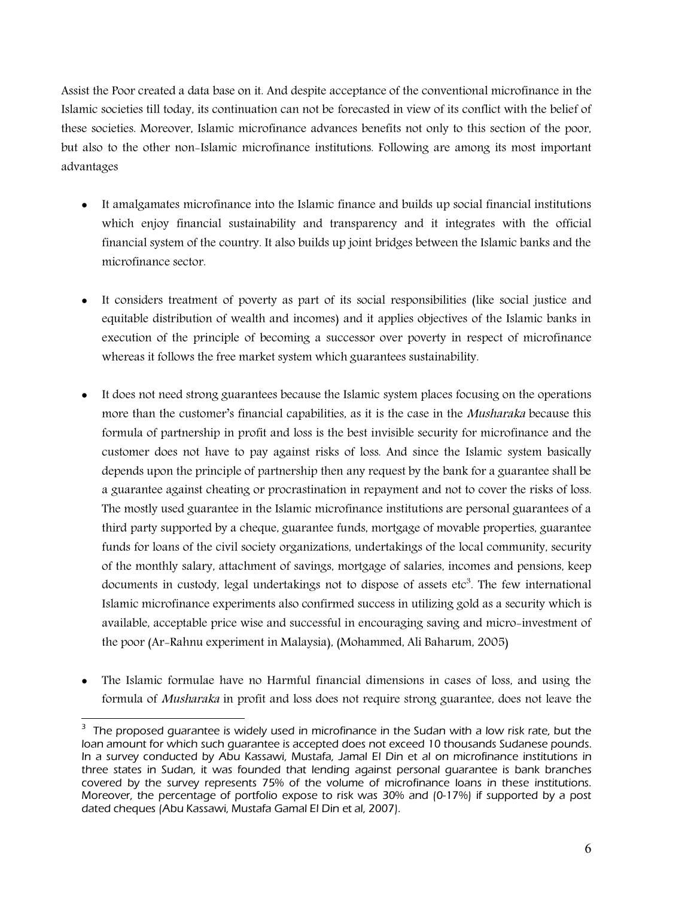Assist the Poor created a data base on it. And despite acceptance of the conventional microfinance in the Islamic societies till today, its continuation can not be forecasted in view of its conflict with the belief of these societies. Moreover, Islamic microfinance advances benefits not only to this section of the poor, but also to the other non-Islamic microfinance institutions. Following are among its most important advantages

- It amalgamates microfinance into the Islamic finance and builds up social financial institutions which enjoy financial sustainability and transparency and it integrates with the official financial system of the country. It also builds up joint bridges between the Islamic banks and the microfinance sector.

- It considers treatment of poverty as part of its social responsibilities (like social justice and equitable distribution of wealth and incomes) and it applies objectives of the Islamic banks in execution of the principle of becoming a successor over poverty in respect of microfinance whereas it follows the free market system which guarantees sustainability.

- It does not need strong guarantees because the Islamic system places focusing on the operations more than the customer's financial capabilities, as it is the case in the *Musharaka* because this formula of partnership in profit and loss is the best invisible security for microfinance and the customer does not have to pay against risks of loss. And since the Islamic system basically depends upon the principle of partnership then any request by the bank for a guarantee shall be a guarantee against cheating or procrastination in repayment and not to cover the risks of loss. The mostly used guarantee in the Islamic microfinance institutions are personal guarantees of a third party supported by a cheque, guarantee funds, mortgage of movable properties, guarantee funds for loans of the civil society organizations, undertakings of the local community, security of the monthly salary, attachment of savings, mortgage of salaries, incomes and pensions, keep documents in custody, legal undertakings not to dispose of assets etc[3]. The few international Islamic microfinance experiments also confirmed success in utilizing gold as a security which is available, acceptable price wise and successful in encouraging saving and micro-investment of the poor (Ar-Rahnu experiment in Malaysia), (Mohammed, Ali Baharum, 2005)

- The Islamic formulae have no Harmful financial dimensions in cases of loss, and using the formula of *Musharaka* in profit and loss does not require strong guarantee, does not leave the

---

[3] The proposed guarantee is widely used in microfinance in the Sudan with a low risk rate, but the loan amount for which such guarantee is accepted does not exceed 10 thousands Sudanese pounds. In a survey conducted by Abu Kassawi, Mustafa, Jamal El Din et al on microfinance institutions in three states in Sudan, it was founded that lending against personal guarantee is bank branches covered by the survey represents 75% of the volume of microfinance loans in these institutions. Moreover, the percentage of portfolio expose to risk was 30% and (0-17%) if supported by a post dated cheques (Abu Kassawi, Mustafa Gamal El Din et al, 2007).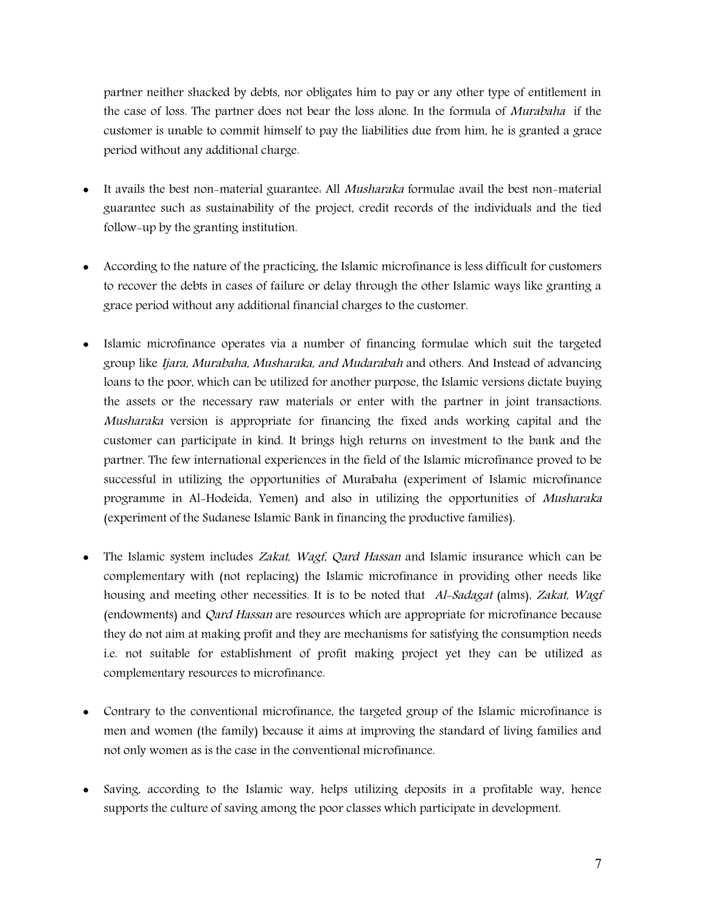partner neither shacked by debts, nor obligates him to pay or any other type of entitlement in the case of loss. The partner does not bear the loss alone. In the formula of *Murabaha* if the customer is unable to commit himself to pay the liabilities due from him, he is granted a grace period without any additional charge.

- It avails the best non-material guarantee: All *Musharaka* formulae avail the best non-material guarantee such as sustainability of the project, credit records of the individuals and the tied follow-up by the granting institution.

- According to the nature of the practicing, the Islamic microfinance is less difficult for customers to recover the debts in cases of failure or delay through the other Islamic ways like granting a grace period without any additional financial charges to the customer.

- Islamic microfinance operates via a number of financing formulae which suit the targeted group like *Ijara, Murabaha, Musharaka, and Mudarabah* and others. And Instead of advancing loans to the poor, which can be utilized for another purpose, the Islamic versions dictate buying the assets or the necessary raw materials or enter with the partner in joint transactions. *Musharaka* version is appropriate for financing the fixed ands working capital and the customer can participate in kind. It brings high returns on investment to the bank and the partner. The few international experiences in the field of the Islamic microfinance proved to be successful in utilizing the opportunities of Murabaha (experiment of Islamic microfinance programme in Al-Hodeida, Yemen) and also in utilizing the opportunities of *Musharaka* (experiment of the Sudanese Islamic Bank in financing the productive families).

- The Islamic system includes *Zakat, Wagf, Qard Hassan* and Islamic insurance which can be complementary with (not replacing) the Islamic microfinance in providing other needs like housing and meeting other necessities. It is to be noted that *Al-Sadagat* (alms), *Zakat, Wagf* (endowments) and *Qard Hassan* are resources which are appropriate for microfinance because they do not aim at making profit and they are mechanisms for satisfying the consumption needs i.e. not suitable for establishment of profit making project yet they can be utilized as complementary resources to microfinance.

- Contrary to the conventional microfinance, the targeted group of the Islamic microfinance is men and women (the family) because it aims at improving the standard of living families and not only women as is the case in the conventional microfinance.

- Saving, according to the Islamic way, helps utilizing deposits in a profitable way, hence supports the culture of saving among the poor classes which participate in development.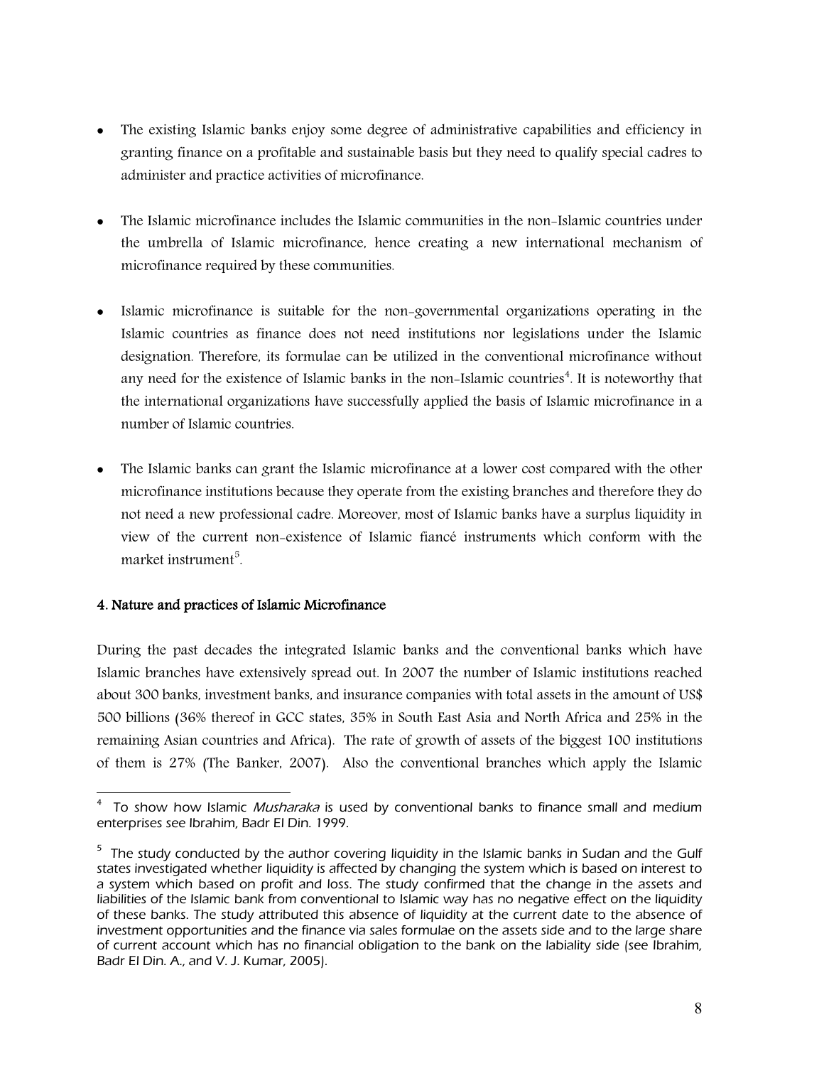- The existing Islamic banks enjoy some degree of administrative capabilities and efficiency in granting finance on a profitable and sustainable basis but they need to qualify special cadres to administer and practice activities of microfinance.

- The Islamic microfinance includes the Islamic communities in the non-Islamic countries under the umbrella of Islamic microfinance, hence creating a new international mechanism of microfinance required by these communities.

- Islamic microfinance is suitable for the non-governmental organizations operating in the Islamic countries as finance does not need institutions nor legislations under the Islamic designation. Therefore, its formulae can be utilized in the conventional microfinance without any need for the existence of Islamic banks in the non-Islamic countries[4]. It is noteworthy that the international organizations have successfully applied the basis of Islamic microfinance in a number of Islamic countries.

- The Islamic banks can grant the Islamic microfinance at a lower cost compared with the other microfinance institutions because they operate from the existing branches and therefore they do not need a new professional cadre. Moreover, most of Islamic banks have a surplus liquidity in view of the current non-existence of Islamic fiancé instruments which conform with the market instrument[5].

#### 4. Nature and practices of Islamic Microfinance

During the past decades the integrated Islamic banks and the conventional banks which have Islamic branches have extensively spread out. In 2007 the number of Islamic institutions reached about 300 banks, investment banks, and insurance companies with total assets in the amount of US$ 500 billions (36% thereof in GCC states, 35% in South East Asia and North Africa and 25% in the remaining Asian countries and Africa). The rate of growth of assets of the biggest 100 institutions of them is 27% (The Banker, 2007). Also the conventional branches which apply the Islamic

---

[4] To show how Islamic *Musharaka* is used by conventional banks to finance small and medium enterprises see Ibrahim, Badr El Din. 1999.

[5] The study conducted by the author covering liquidity in the Islamic banks in Sudan and the Gulf states investigated whether liquidity is affected by changing the system which is based on interest to a system which based on profit and loss. The study confirmed that the change in the assets and liabilities of the Islamic bank from conventional to Islamic way has no negative effect on the liquidity of these banks. The study attributed this absence of liquidity at the current date to the absence of investment opportunities and the finance via sales formulae on the assets side and to the large share of current account which has no financial obligation to the bank on the labiality side (see Ibrahim, Badr El Din. A., and V. J. Kumar, 2005).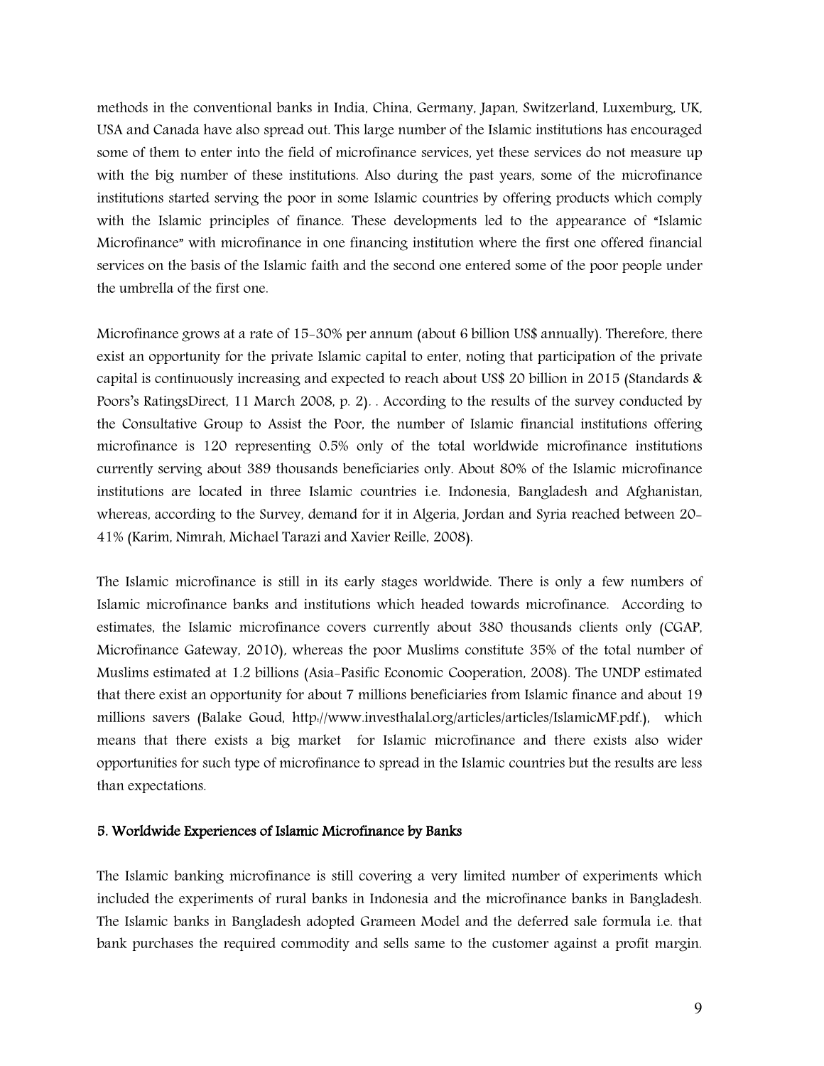methods in the conventional banks in India, China, Germany, Japan, Switzerland, Luxemburg, UK, USA and Canada have also spread out. This large number of the Islamic institutions has encouraged some of them to enter into the field of microfinance services, yet these services do not measure up with the big number of these institutions. Also during the past years, some of the microfinance institutions started serving the poor in some Islamic countries by offering products which comply with the Islamic principles of finance. These developments led to the appearance of "Islamic Microfinance" with microfinance in one financing institution where the first one offered financial services on the basis of the Islamic faith and the second one entered some of the poor people under the umbrella of the first one.

Microfinance grows at a rate of 15-30% per annum (about 6 billion US$ annually). Therefore, there exist an opportunity for the private Islamic capital to enter, noting that participation of the private capital is continuously increasing and expected to reach about US$ 20 billion in 2015 (Standards & Poors's RatingsDirect, 11 March 2008, p. 2). . According to the results of the survey conducted by the Consultative Group to Assist the Poor, the number of Islamic financial institutions offering microfinance is 120 representing 0.5% only of the total worldwide microfinance institutions currently serving about 389 thousands beneficiaries only. About 80% of the Islamic microfinance institutions are located in three Islamic countries i.e. Indonesia, Bangladesh and Afghanistan, whereas, according to the Survey, demand for it in Algeria, Jordan and Syria reached between 20-41% (Karim, Nimrah, Michael Tarazi and Xavier Reille, 2008).

The Islamic microfinance is still in its early stages worldwide. There is only a few numbers of Islamic microfinance banks and institutions which headed towards microfinance. According to estimates, the Islamic microfinance covers currently about 380 thousands clients only (CGAP, Microfinance Gateway, 2010), whereas the poor Muslims constitute 35% of the total number of Muslims estimated at 1.2 billions (Asia-Pasific Economic Cooperation, 2008). The UNDP estimated that there exist an opportunity for about 7 millions beneficiaries from Islamic finance and about 19 millions savers (Balake Goud, http://www.investhalal.org/articles/articles/IslamicMF.pdf.), which means that there exists a big market for Islamic microfinance and there exists also wider opportunities for such type of microfinance to spread in the Islamic countries but the results are less than expectations.

## 5. Worldwide Experiences of Islamic Microfinance by Banks

The Islamic banking microfinance is still covering a very limited number of experiments which included the experiments of rural banks in Indonesia and the microfinance banks in Bangladesh. The Islamic banks in Bangladesh adopted Grameen Model and the deferred sale formula i.e. that bank purchases the required commodity and sells same to the customer against a profit margin.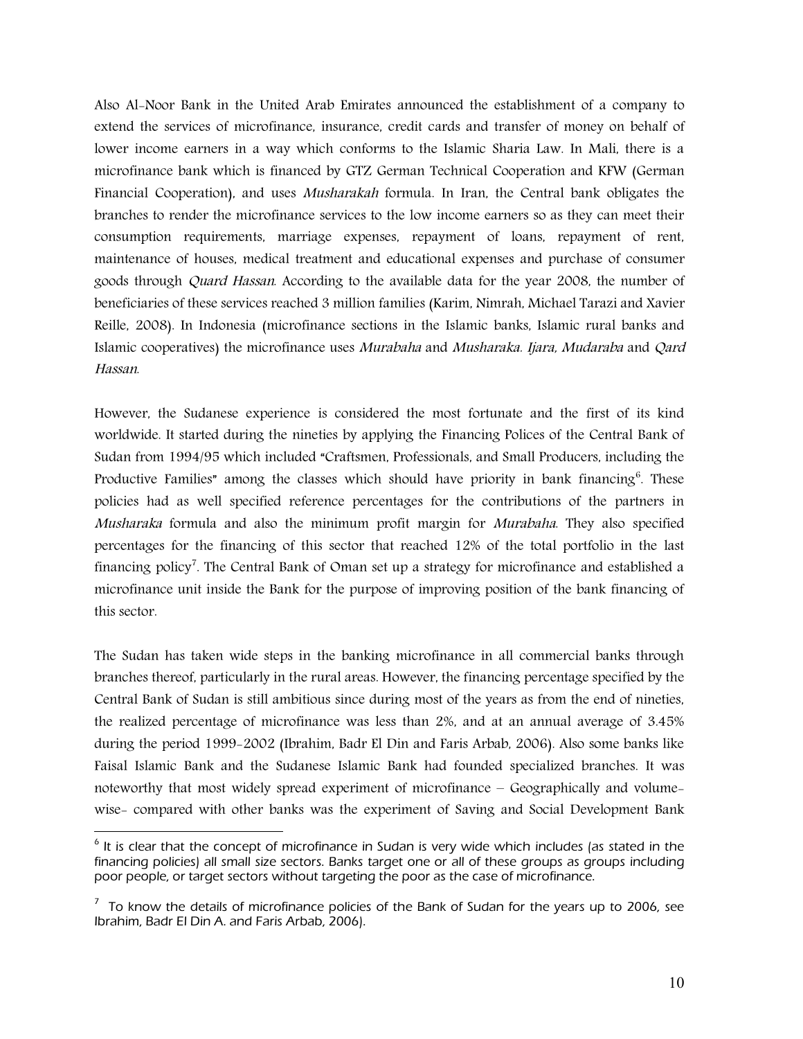Also Al-Noor Bank in the United Arab Emirates announced the establishment of a company to extend the services of microfinance, insurance, credit cards and transfer of money on behalf of lower income earners in a way which conforms to the Islamic Sharia Law. In Mali, there is a microfinance bank which is financed by GTZ German Technical Cooperation and KFW (German Financial Cooperation), and uses *Musharakah* formula. In Iran, the Central bank obligates the branches to render the microfinance services to the low income earners so as they can meet their consumption requirements, marriage expenses, repayment of loans, repayment of rent, maintenance of houses, medical treatment and educational expenses and purchase of consumer goods through *Quard Hassan*. According to the available data for the year 2008, the number of beneficiaries of these services reached 3 million families (Karim, Nimrah, Michael Tarazi and Xavier Reille, 2008). In Indonesia (microfinance sections in the Islamic banks, Islamic rural banks and Islamic cooperatives) the microfinance uses *Murabaha* and *Musharaka*. *Ijara, Mudaraba* and *Qard Hassan*.

However, the Sudanese experience is considered the most fortunate and the first of its kind worldwide. It started during the nineties by applying the Financing Polices of the Central Bank of Sudan from 1994/95 which included "Craftsmen, Professionals, and Small Producers, including the Productive Families" among the classes which should have priority in bank financing[6]. These policies had as well specified reference percentages for the contributions of the partners in *Musharaka* formula and also the minimum profit margin for *Murabaha*. They also specified percentages for the financing of this sector that reached 12% of the total portfolio in the last financing policy[7]. The Central Bank of Oman set up a strategy for microfinance and established a microfinance unit inside the Bank for the purpose of improving position of the bank financing of this sector.

The Sudan has taken wide steps in the banking microfinance in all commercial banks through branches thereof, particularly in the rural areas. However, the financing percentage specified by the Central Bank of Sudan is still ambitious since during most of the years as from the end of nineties, the realized percentage of microfinance was less than 2%, and at an annual average of 3.45% during the period 1999-2002 (Ibrahim, Badr El Din and Faris Arbab, 2006). Also some banks like Faisal Islamic Bank and the Sudanese Islamic Bank had founded specialized branches. It was noteworthy that most widely spread experiment of microfinance – Geographically and volume-wise- compared with other banks was the experiment of Saving and Social Development Bank

---

[6] It is clear that the concept of microfinance in Sudan is very wide which includes (as stated in the financing policies) all small size sectors. Banks target one or all of these groups as groups including poor people, or target sectors without targeting the poor as the case of microfinance.

[7] To know the details of microfinance policies of the Bank of Sudan for the years up to 2006, see Ibrahim, Badr El Din A. and Faris Arbab, 2006).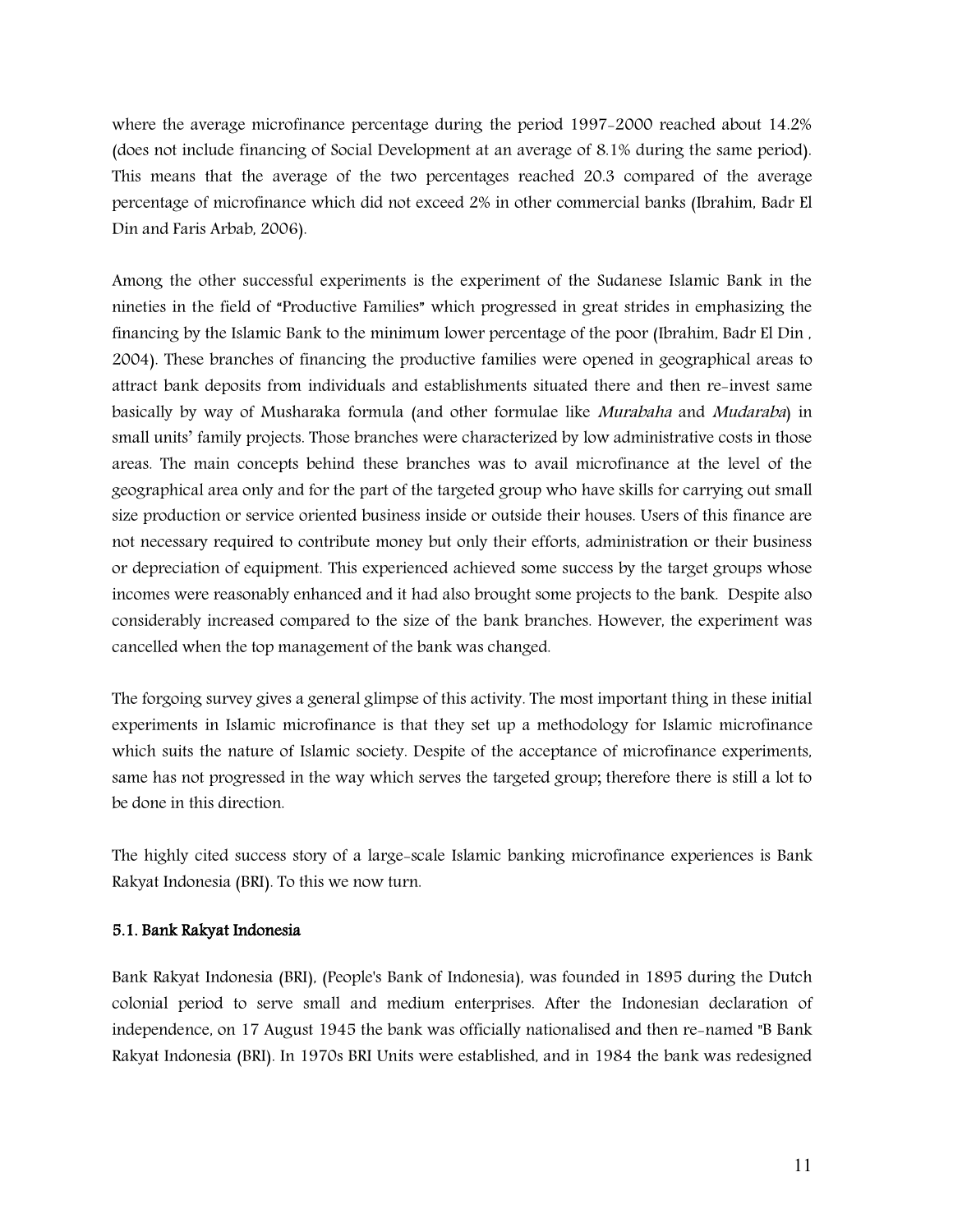where the average microfinance percentage during the period 1997-2000 reached about 14.2% (does not include financing of Social Development at an average of 8.1% during the same period). This means that the average of the two percentages reached 20.3 compared of the average percentage of microfinance which did not exceed 2% in other commercial banks (Ibrahim, Badr El Din and Faris Arbab, 2006).

Among the other successful experiments is the experiment of the Sudanese Islamic Bank in the nineties in the field of "Productive Families" which progressed in great strides in emphasizing the financing by the Islamic Bank to the minimum lower percentage of the poor (Ibrahim, Badr El Din , 2004). These branches of financing the productive families were opened in geographical areas to attract bank deposits from individuals and establishments situated there and then re-invest same basically by way of Musharaka formula (and other formulae like *Murabaha* and *Mudaraba*) in small units' family projects. Those branches were characterized by low administrative costs in those areas. The main concepts behind these branches was to avail microfinance at the level of the geographical area only and for the part of the targeted group who have skills for carrying out small size production or service oriented business inside or outside their houses. Users of this finance are not necessary required to contribute money but only their efforts, administration or their business or depreciation of equipment. This experienced achieved some success by the target groups whose incomes were reasonably enhanced and it had also brought some projects to the bank. Despite also considerably increased compared to the size of the bank branches. However, the experiment was cancelled when the top management of the bank was changed.

The forgoing survey gives a general glimpse of this activity. The most important thing in these initial experiments in Islamic microfinance is that they set up a methodology for Islamic microfinance which suits the nature of Islamic society. Despite of the acceptance of microfinance experiments, same has not progressed in the way which serves the targeted group; therefore there is still a lot to be done in this direction.

The highly cited success story of a large-scale Islamic banking microfinance experiences is Bank Rakyat Indonesia (BRI). To this we now turn.

### 5.1. Bank Rakyat Indonesia

Bank Rakyat Indonesia (BRI), (People's Bank of Indonesia), was founded in 1895 during the Dutch colonial period to serve small and medium enterprises. After the Indonesian declaration of independence, on 17 August 1945 the bank was officially nationalised and then re-named "B Bank Rakyat Indonesia (BRI). In 1970s BRI Units were established, and in 1984 the bank was redesigned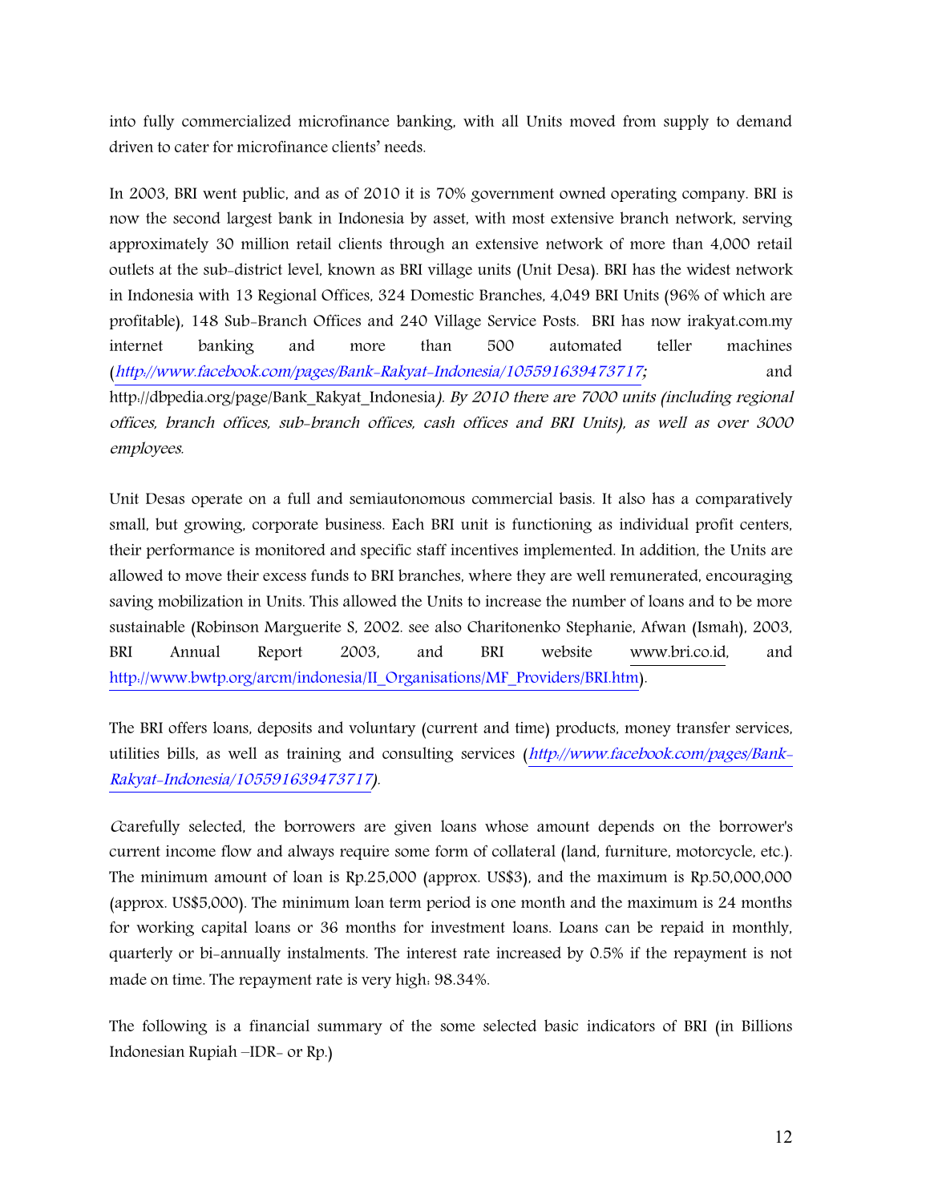into fully commercialized microfinance banking, with all Units moved from supply to demand driven to cater for microfinance clients' needs.

In 2003, BRI went public, and as of 2010 it is 70% government owned operating company. BRI is now the second largest bank in Indonesia by asset, with most extensive branch network, serving approximately 30 million retail clients through an extensive network of more than 4,000 retail outlets at the sub-district level, known as BRI village units (Unit Desa). BRI has the widest network in Indonesia with 13 Regional Offices, 324 Domestic Branches, 4,049 BRI Units (96% of which are profitable), 148 Sub-Branch Offices and 240 Village Service Posts. BRI has now irakyat.com.my internet banking and more than 500 automated teller machines (*http://www.facebook.com/pages/Bank-Rakyat-Indonesia/105591639473717;* and http://dbpedia.org/page/Bank_Rakyat_Indonesia*). By 2010 there are 7000 units (including regional offices, branch offices, sub-branch offices, cash offices and BRI Units), as well as over 3000 employees.*

Unit Desas operate on a full and semiautonomous commercial basis. It also has a comparatively small, but growing, corporate business. Each BRI unit is functioning as individual profit centers, their performance is monitored and specific staff incentives implemented. In addition, the Units are allowed to move their excess funds to BRI branches, where they are well remunerated, encouraging saving mobilization in Units. This allowed the Units to increase the number of loans and to be more sustainable (Robinson Marguerite S, 2002. see also Charitonenko Stephanie, Afwan (Ismah), 2003, BRI Annual Report 2003, and BRI website www.bri.co.id, and http://www.bwtp.org/arcm/indonesia/II_Organisations/MF_Providers/BRI.htm).

The BRI offers loans, deposits and voluntary (current and time) products, money transfer services, utilities bills, as well as training and consulting services (*http://www.facebook.com/pages/Bank-Rakyat-Indonesia/105591639473717*).

Ccarefully selected, the borrowers are given loans whose amount depends on the borrower's current income flow and always require some form of collateral (land, furniture, motorcycle, etc.). The minimum amount of loan is Rp.25,000 (approx. US$3), and the maximum is Rp.50,000,000 (approx. US$5,000). The minimum loan term period is one month and the maximum is 24 months for working capital loans or 36 months for investment loans. Loans can be repaid in monthly, quarterly or bi-annually instalments. The interest rate increased by 0.5% if the repayment is not made on time. The repayment rate is very high: 98.34%.

The following is a financial summary of the some selected basic indicators of BRI (in Billions Indonesian Rupiah –IDR- or Rp.)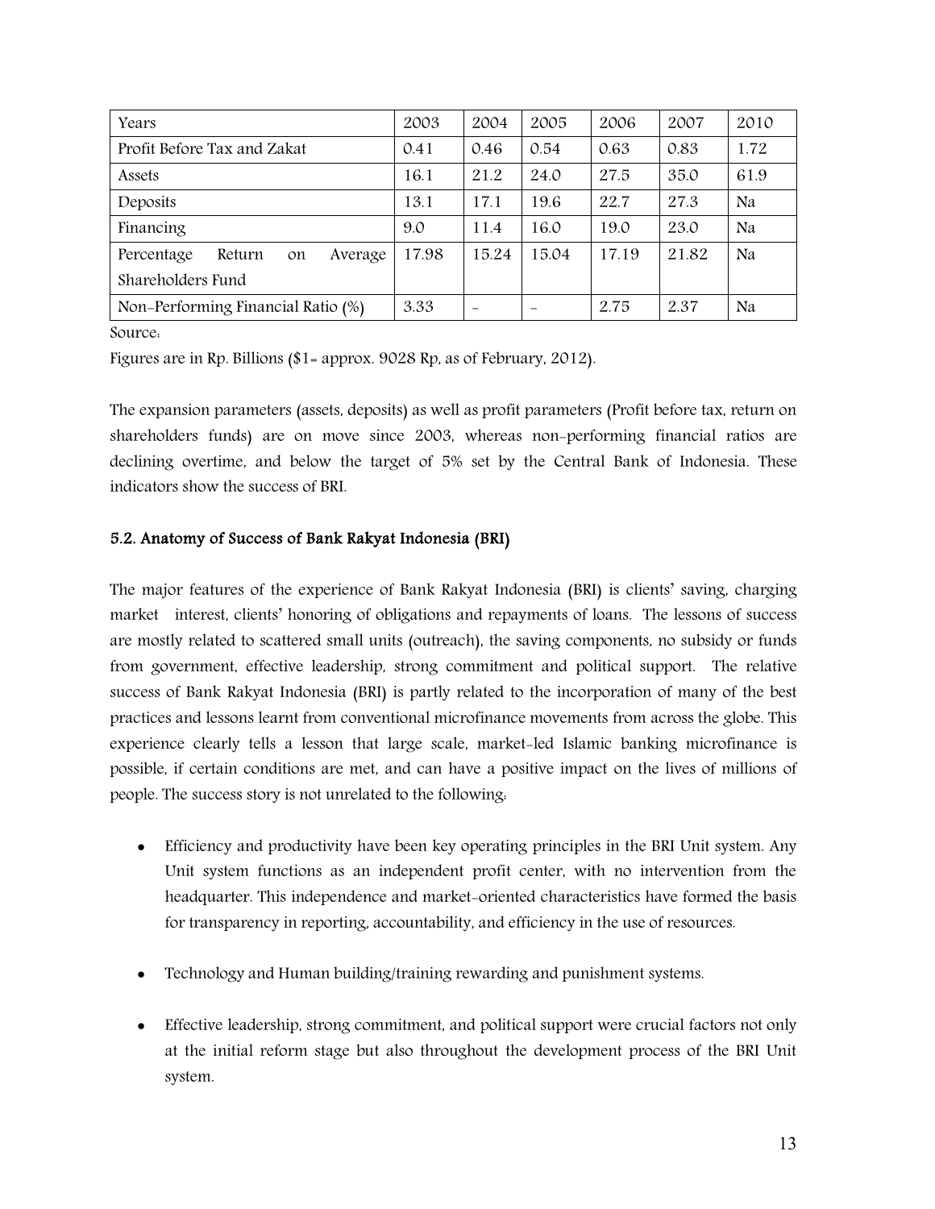| Years | 2003 | 2004 | 2005 | 2006 | 2007 | 2010 |
| --- | --- | --- | --- | --- | --- | --- |
| Profit Before Tax and Zakat | 0.41 | 0.46 | 0.54 | 0.63 | 0.83 | 1.72 |
| Assets | 16.1 | 21.2 | 24.0 | 27.5 | 35.0 | 61.9 |
| Deposits | 13.1 | 17.1 | 19.6 | 22.7 | 27.3 | Na |
| Financing | 9.0 | 11.4 | 16.0 | 19.0 | 23.0 | Na |
| Percentage Return on Average Shareholders Fund | 17.98 | 15.24 | 15.04 | 17.19 | 21.82 | Na |
| Non-Performing Financial Ratio (%) | 3.33 | - | - | 2.75 | 2.37 | Na |

Source:

Figures are in Rp. Billions ($1= approx. 9028 Rp, as of February, 2012).

The expansion parameters (assets, deposits) as well as profit parameters (Profit before tax, return on shareholders funds) are on move since 2003, whereas non-performing financial ratios are declining overtime, and below the target of 5% set by the Central Bank of Indonesia. These indicators show the success of BRI.

### 5.2. Anatomy of Success of Bank Rakyat Indonesia (BRI)

The major features of the experience of Bank Rakyat Indonesia (BRI) is clients' saving, charging market interest, clients' honoring of obligations and repayments of loans. The lessons of success are mostly related to scattered small units (outreach), the saving components, no subsidy or funds from government, effective leadership, strong commitment and political support. The relative success of Bank Rakyat Indonesia (BRI) is partly related to the incorporation of many of the best practices and lessons learnt from conventional microfinance movements from across the globe. This experience clearly tells a lesson that large scale, market-led Islamic banking microfinance is possible, if certain conditions are met, and can have a positive impact on the lives of millions of people. The success story is not unrelated to the following:

- Efficiency and productivity have been key operating principles in the BRI Unit system. Any Unit system functions as an independent profit center, with no intervention from the headquarter. This independence and market-oriented characteristics have formed the basis for transparency in reporting, accountability, and efficiency in the use of resources.

- Technology and Human building/training rewarding and punishment systems.

- Effective leadership, strong commitment, and political support were crucial factors not only at the initial reform stage but also throughout the development process of the BRI Unit system.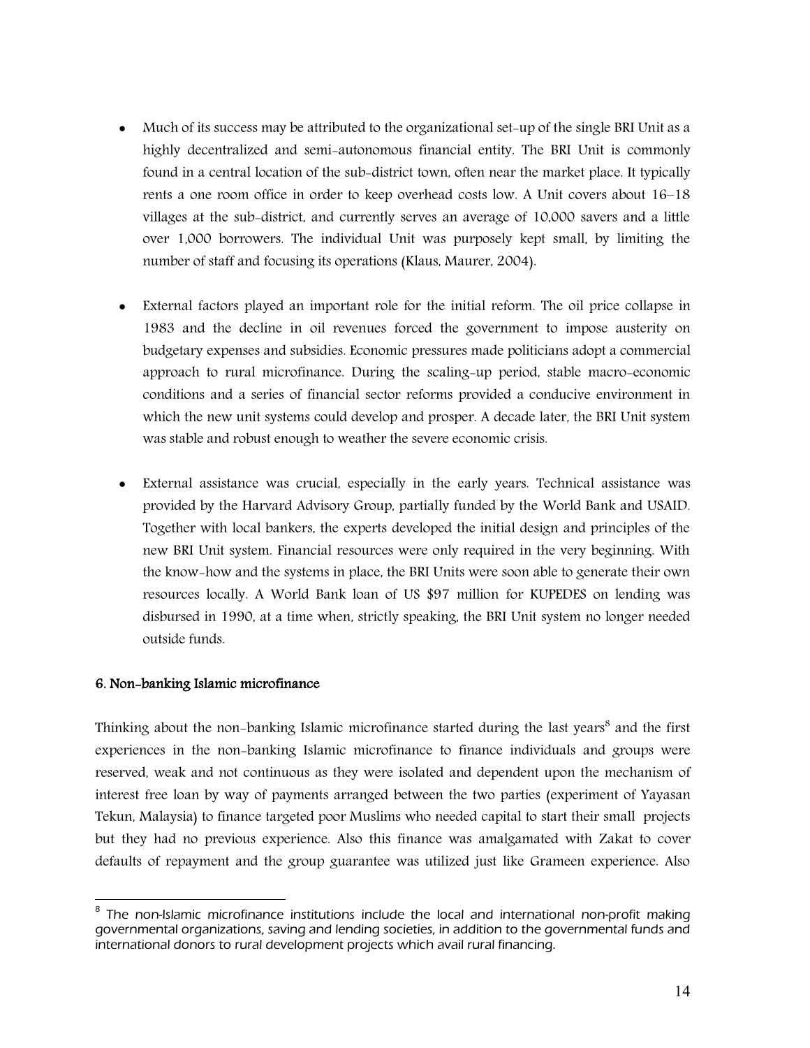- Much of its success may be attributed to the organizational set-up of the single BRI Unit as a highly decentralized and semi-autonomous financial entity. The BRI Unit is commonly found in a central location of the sub-district town, often near the market place. It typically rents a one room office in order to keep overhead costs low. A Unit covers about 16–18 villages at the sub-district, and currently serves an average of 10,000 savers and a little over 1,000 borrowers. The individual Unit was purposely kept small, by limiting the number of staff and focusing its operations (Klaus, Maurer, 2004).

- External factors played an important role for the initial reform. The oil price collapse in 1983 and the decline in oil revenues forced the government to impose austerity on budgetary expenses and subsidies. Economic pressures made politicians adopt a commercial approach to rural microfinance. During the scaling-up period, stable macro-economic conditions and a series of financial sector reforms provided a conducive environment in which the new unit systems could develop and prosper. A decade later, the BRI Unit system was stable and robust enough to weather the severe economic crisis.

- External assistance was crucial, especially in the early years. Technical assistance was provided by the Harvard Advisory Group, partially funded by the World Bank and USAID. Together with local bankers, the experts developed the initial design and principles of the new BRI Unit system. Financial resources were only required in the very beginning. With the know-how and the systems in place, the BRI Units were soon able to generate their own resources locally. A World Bank loan of US $97 million for KUPEDES on lending was disbursed in 1990, at a time when, strictly speaking, the BRI Unit system no longer needed outside funds.

### 6. Non-banking Islamic microfinance

Thinking about the non-banking Islamic microfinance started during the last years[8] and the first experiences in the non-banking Islamic microfinance to finance individuals and groups were reserved, weak and not continuous as they were isolated and dependent upon the mechanism of interest free loan by way of payments arranged between the two parties (experiment of Yayasan Tekun, Malaysia) to finance targeted poor Muslims who needed capital to start their small projects but they had no previous experience. Also this finance was amalgamated with Zakat to cover defaults of repayment and the group guarantee was utilized just like Grameen experience. Also

[8] The non-Islamic microfinance institutions include the local and international non-profit making governmental organizations, saving and lending societies, in addition to the governmental funds and international donors to rural development projects which avail rural financing.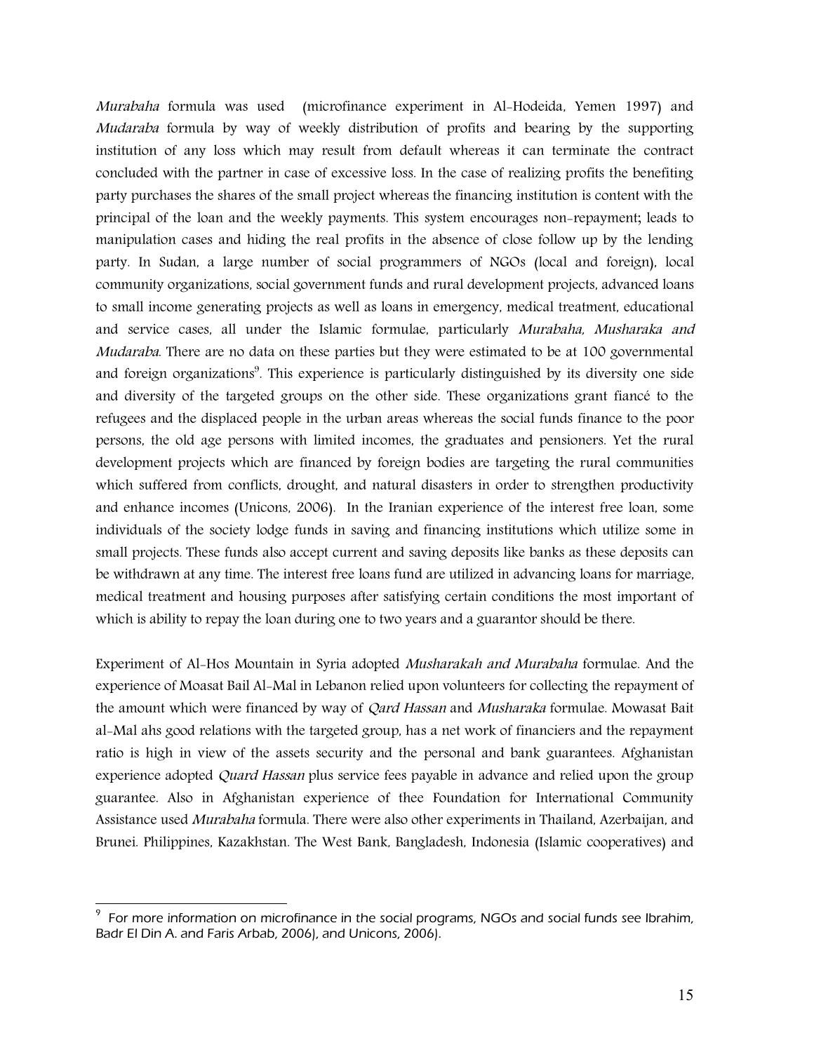*Murabaha* formula was used (microfinance experiment in Al-Hodeida, Yemen 1997) and *Mudaraba* formula by way of weekly distribution of profits and bearing by the supporting institution of any loss which may result from default whereas it can terminate the contract concluded with the partner in case of excessive loss. In the case of realizing profits the benefiting party purchases the shares of the small project whereas the financing institution is content with the principal of the loan and the weekly payments. This system encourages non-repayment; leads to manipulation cases and hiding the real profits in the absence of close follow up by the lending party. In Sudan, a large number of social programmers of NGOs (local and foreign), local community organizations, social government funds and rural development projects, advanced loans to small income generating projects as well as loans in emergency, medical treatment, educational and service cases, all under the Islamic formulae, particularly *Murabaha, Musharaka and Mudaraba*. There are no data on these parties but they were estimated to be at 100 governmental and foreign organizations[9]. This experience is particularly distinguished by its diversity one side and diversity of the targeted groups on the other side. These organizations grant fiancé to the refugees and the displaced people in the urban areas whereas the social funds finance to the poor persons, the old age persons with limited incomes, the graduates and pensioners. Yet the rural development projects which are financed by foreign bodies are targeting the rural communities which suffered from conflicts, drought, and natural disasters in order to strengthen productivity and enhance incomes (Unicons, 2006). In the Iranian experience of the interest free loan, some individuals of the society lodge funds in saving and financing institutions which utilize some in small projects. These funds also accept current and saving deposits like banks as these deposits can be withdrawn at any time. The interest free loans fund are utilized in advancing loans for marriage, medical treatment and housing purposes after satisfying certain conditions the most important of which is ability to repay the loan during one to two years and a guarantor should be there.

Experiment of Al-Hos Mountain in Syria adopted *Musharakah and Murabaha* formulae. And the experience of Moasat Bail Al-Mal in Lebanon relied upon volunteers for collecting the repayment of the amount which were financed by way of *Qard Hassan* and *Musharaka* formulae. Mowasat Bait al-Mal ahs good relations with the targeted group, has a net work of financiers and the repayment ratio is high in view of the assets security and the personal and bank guarantees. Afghanistan experience adopted *Quard Hassan* plus service fees payable in advance and relied upon the group guarantee. Also in Afghanistan experience of thee Foundation for International Community Assistance used *Murabaha* formula. There were also other experiments in Thailand, Azerbaijan, and Brunei. Philippines, Kazakhstan. The West Bank, Bangladesh, Indonesia (Islamic cooperatives) and

---

[9] For more information on microfinance in the social programs, NGOs and social funds see Ibrahim, Badr El Din A. and Faris Arbab, 2006), and Unicons, 2006).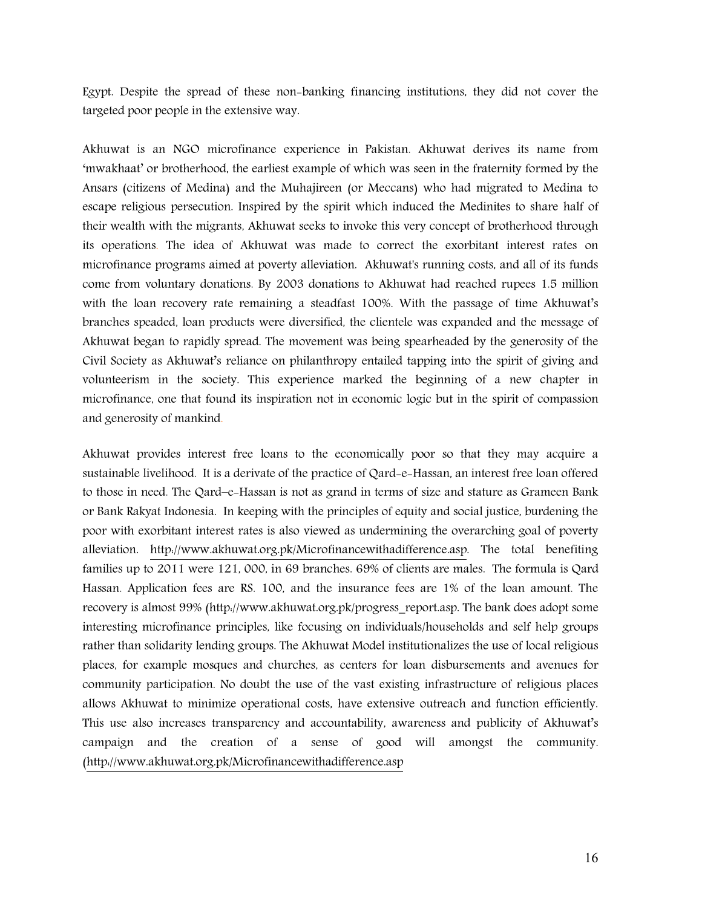Egypt. Despite the spread of these non-banking financing institutions, they did not cover the targeted poor people in the extensive way.

Akhuwat is an NGO microfinance experience in Pakistan. Akhuwat derives its name from 'mwakhaat' or brotherhood, the earliest example of which was seen in the fraternity formed by the Ansars (citizens of Medina) and the Muhajireen (or Meccans) who had migrated to Medina to escape religious persecution. Inspired by the spirit which induced the Medinites to share half of their wealth with the migrants, Akhuwat seeks to invoke this very concept of brotherhood through its operations. The idea of Akhuwat was made to correct the exorbitant interest rates on microfinance programs aimed at poverty alleviation. Akhuwat's running costs, and all of its funds come from voluntary donations. By 2003 donations to Akhuwat had reached rupees 1.5 million with the loan recovery rate remaining a steadfast 100%. With the passage of time Akhuwat's branches speaded, loan products were diversified, the clientele was expanded and the message of Akhuwat began to rapidly spread. The movement was being spearheaded by the generosity of the Civil Society as Akhuwat's reliance on philanthropy entailed tapping into the spirit of giving and volunteerism in the society. This experience marked the beginning of a new chapter in microfinance, one that found its inspiration not in economic logic but in the spirit of compassion and generosity of mankind.

Akhuwat provides interest free loans to the economically poor so that they may acquire a sustainable livelihood. It is a derivate of the practice of Qard-e-Hassan, an interest free loan offered to those in need. The Qard–e-Hassan is not as grand in terms of size and stature as Grameen Bank or Bank Rakyat Indonesia. In keeping with the principles of equity and social justice, burdening the poor with exorbitant interest rates is also viewed as undermining the overarching goal of poverty alleviation. http://www.akhuwat.org.pk/Microfinancewithadifference.asp. The total benefiting families up to 2011 were 121, 000, in 69 branches. 69% of clients are males. The formula is Qard Hassan. Application fees are RS. 100, and the insurance fees are 1% of the loan amount. The recovery is almost 99% (http://www.akhuwat.org.pk/progress_report.asp. The bank does adopt some interesting microfinance principles, like focusing on individuals/households and self help groups rather than solidarity lending groups. The Akhuwat Model institutionalizes the use of local religious places, for example mosques and churches, as centers for loan disbursements and avenues for community participation. No doubt the use of the vast existing infrastructure of religious places allows Akhuwat to minimize operational costs, have extensive outreach and function efficiently. This use also increases transparency and accountability, awareness and publicity of Akhuwat's campaign and the creation of a sense of good will amongst the community. (http://www.akhuwat.org.pk/Microfinancewithadifference.asp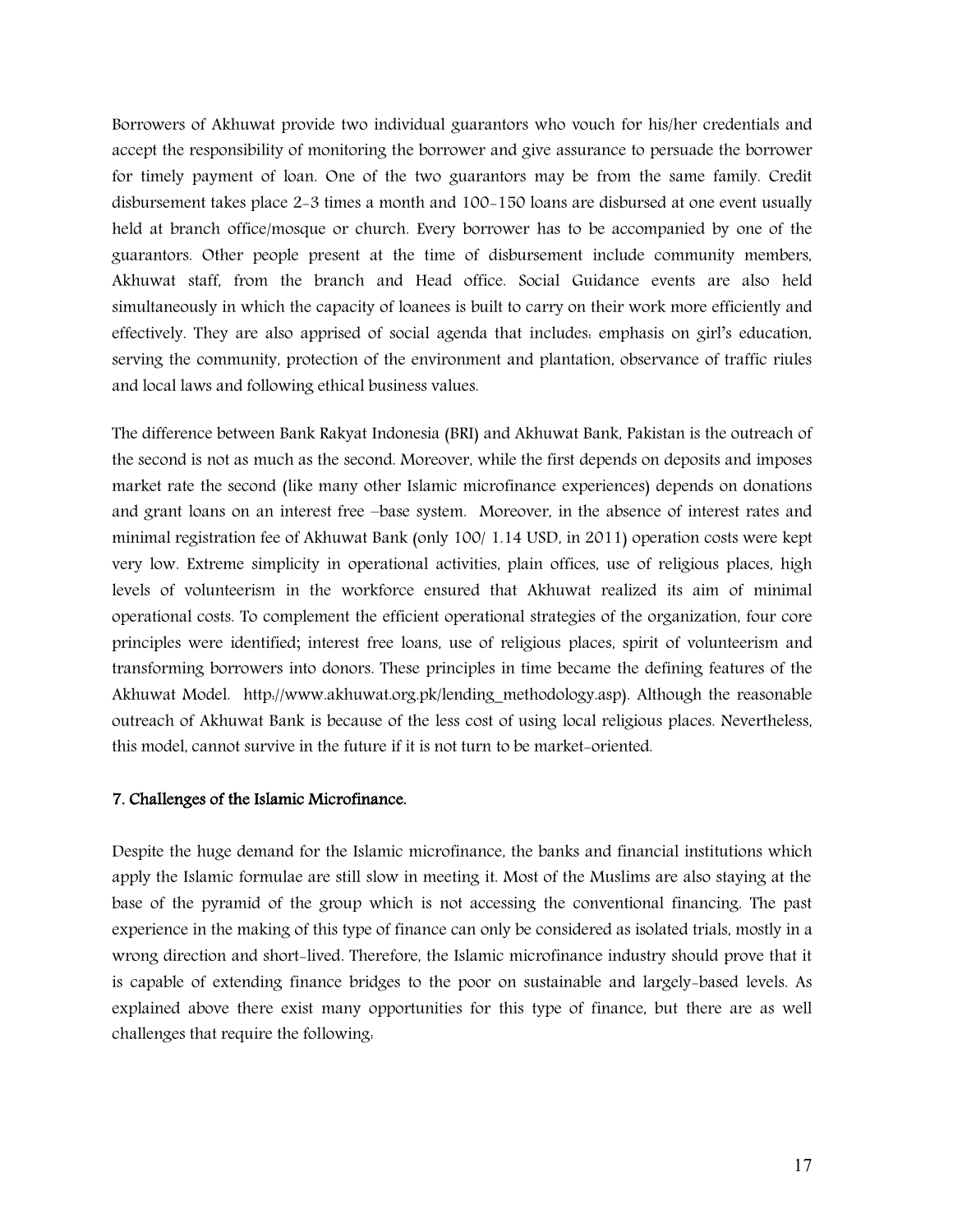Borrowers of Akhuwat provide two individual guarantors who vouch for his/her credentials and accept the responsibility of monitoring the borrower and give assurance to persuade the borrower for timely payment of loan. One of the two guarantors may be from the same family. Credit disbursement takes place 2-3 times a month and 100-150 loans are disbursed at one event usually held at branch office/mosque or church. Every borrower has to be accompanied by one of the guarantors. Other people present at the time of disbursement include community members, Akhuwat staff, from the branch and Head office. Social Guidance events are also held simultaneously in which the capacity of loanees is built to carry on their work more efficiently and effectively. They are also apprised of social agenda that includes: emphasis on girl's education, serving the community, protection of the environment and plantation, observance of traffic riules and local laws and following ethical business values.

The difference between Bank Rakyat Indonesia (BRI) and Akhuwat Bank, Pakistan is the outreach of the second is not as much as the second. Moreover, while the first depends on deposits and imposes market rate the second (like many other Islamic microfinance experiences) depends on donations and grant loans on an interest free –base system. Moreover, in the absence of interest rates and minimal registration fee of Akhuwat Bank (only 100/ 1.14 USD, in 2011) operation costs were kept very low. Extreme simplicity in operational activities, plain offices, use of religious places, high levels of volunteerism in the workforce ensured that Akhuwat realized its aim of minimal operational costs. To complement the efficient operational strategies of the organization, four core principles were identified; interest free loans, use of religious places, spirit of volunteerism and transforming borrowers into donors. These principles in time became the defining features of the Akhuwat Model. http://www.akhuwat.org.pk/lending_methodology.asp). Although the reasonable outreach of Akhuwat Bank is because of the less cost of using local religious places. Nevertheless, this model, cannot survive in the future if it is not turn to be market-oriented.

**7. Challenges of the Islamic Microfinance.**

Despite the huge demand for the Islamic microfinance, the banks and financial institutions which apply the Islamic formulae are still slow in meeting it. Most of the Muslims are also staying at the base of the pyramid of the group which is not accessing the conventional financing. The past experience in the making of this type of finance can only be considered as isolated trials, mostly in a wrong direction and short-lived. Therefore, the Islamic microfinance industry should prove that it is capable of extending finance bridges to the poor on sustainable and largely-based levels. As explained above there exist many opportunities for this type of finance, but there are as well challenges that require the following: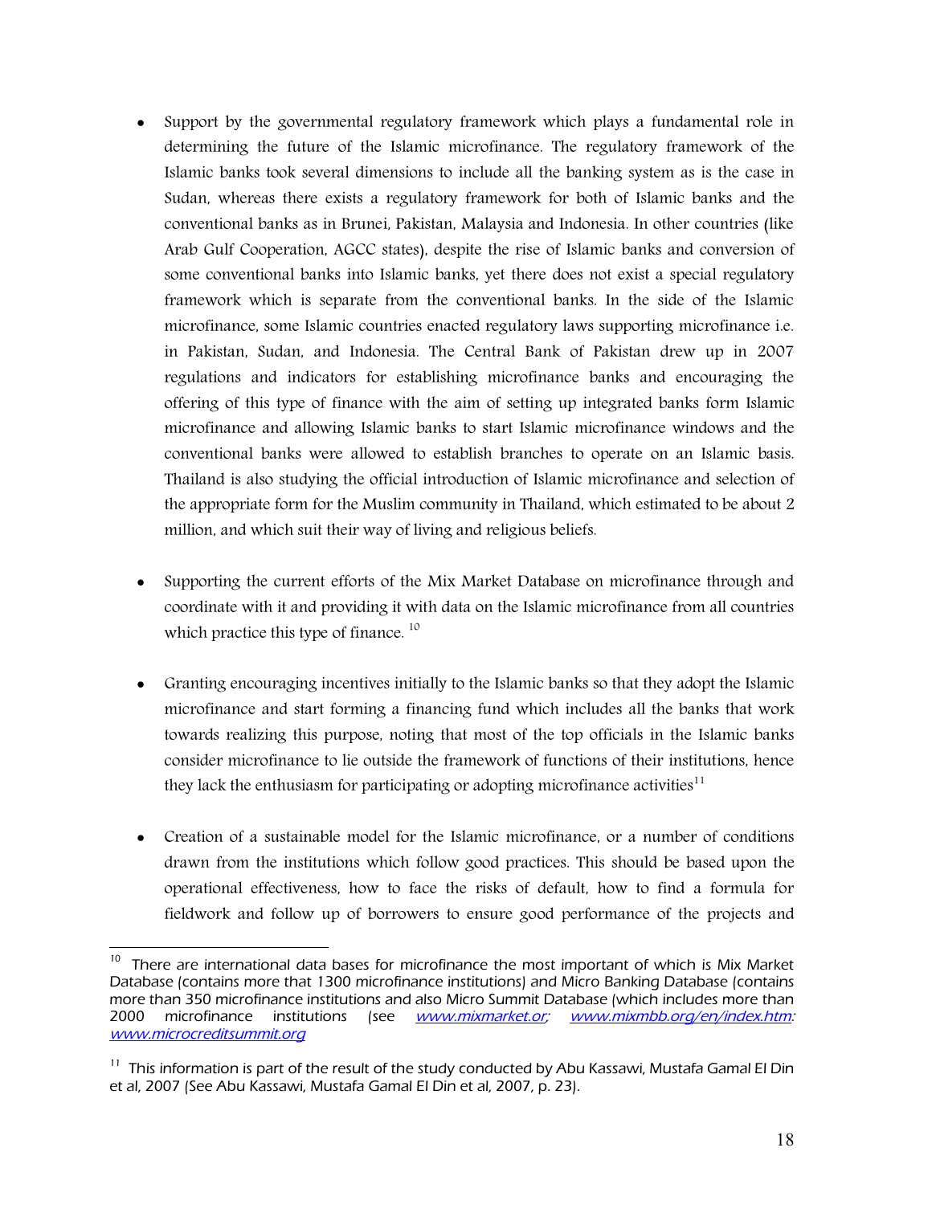- Support by the governmental regulatory framework which plays a fundamental role in determining the future of the Islamic microfinance. The regulatory framework of the Islamic banks took several dimensions to include all the banking system as is the case in Sudan, whereas there exists a regulatory framework for both of Islamic banks and the conventional banks as in Brunei, Pakistan, Malaysia and Indonesia. In other countries (like Arab Gulf Cooperation, AGCC states), despite the rise of Islamic banks and conversion of some conventional banks into Islamic banks, yet there does not exist a special regulatory framework which is separate from the conventional banks. In the side of the Islamic microfinance, some Islamic countries enacted regulatory laws supporting microfinance i.e. in Pakistan, Sudan, and Indonesia. The Central Bank of Pakistan drew up in 2007 regulations and indicators for establishing microfinance banks and encouraging the offering of this type of finance with the aim of setting up integrated banks form Islamic microfinance and allowing Islamic banks to start Islamic microfinance windows and the conventional banks were allowed to establish branches to operate on an Islamic basis. Thailand is also studying the official introduction of Islamic microfinance and selection of the appropriate form for the Muslim community in Thailand, which estimated to be about 2 million, and which suit their way of living and religious beliefs.

- Supporting the current efforts of the Mix Market Database on microfinance through and coordinate with it and providing it with data on the Islamic microfinance from all countries which practice this type of finance. [10]

- Granting encouraging incentives initially to the Islamic banks so that they adopt the Islamic microfinance and start forming a financing fund which includes all the banks that work towards realizing this purpose, noting that most of the top officials in the Islamic banks consider microfinance to lie outside the framework of functions of their institutions, hence they lack the enthusiasm for participating or adopting microfinance activities[11]

- Creation of a sustainable model for the Islamic microfinance, or a number of conditions drawn from the institutions which follow good practices. This should be based upon the operational effectiveness, how to face the risks of default, how to find a formula for fieldwork and follow up of borrowers to ensure good performance of the projects and

---

[10] There are international data bases for microfinance the most important of which is Mix Market Database (contains more that 1300 microfinance institutions) and Micro Banking Database (contains more than 350 microfinance institutions and also Micro Summit Database (which includes more than 2000 microfinance institutions (see *www.mixmarket.or*; *www.mixmbb.org/en/index.htm*: *www.microcreditsummit.org*

[11] This information is part of the result of the study conducted by Abu Kassawi, Mustafa Gamal El Din et al, 2007 (See Abu Kassawi, Mustafa Gamal El Din et al, 2007, p. 23).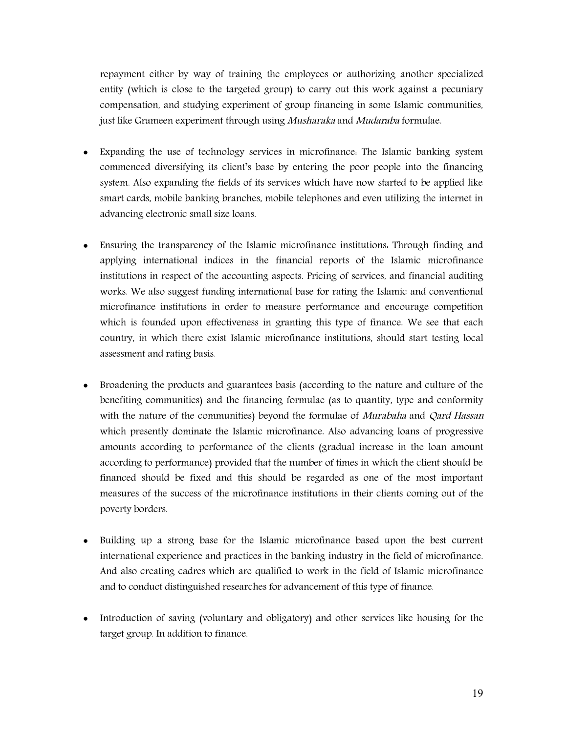repayment either by way of training the employees or authorizing another specialized entity (which is close to the targeted group) to carry out this work against a pecuniary compensation, and studying experiment of group financing in some Islamic communities, just like Grameen experiment through using *Musharaka* and *Mudaraba* formulae.

- Expanding the use of technology services in microfinance: The Islamic banking system commenced diversifying its client's base by entering the poor people into the financing system. Also expanding the fields of its services which have now started to be applied like smart cards, mobile banking branches, mobile telephones and even utilizing the internet in advancing electronic small size loans.

- Ensuring the transparency of the Islamic microfinance institutions: Through finding and applying international indices in the financial reports of the Islamic microfinance institutions in respect of the accounting aspects. Pricing of services, and financial auditing works. We also suggest funding international base for rating the Islamic and conventional microfinance institutions in order to measure performance and encourage competition which is founded upon effectiveness in granting this type of finance. We see that each country, in which there exist Islamic microfinance institutions, should start testing local assessment and rating basis.

- Broadening the products and guarantees basis (according to the nature and culture of the benefiting communities) and the financing formulae (as to quantity, type and conformity with the nature of the communities) beyond the formulae of *Murabaha* and *Qard Hassan* which presently dominate the Islamic microfinance. Also advancing loans of progressive amounts according to performance of the clients (gradual increase in the loan amount according to performance) provided that the number of times in which the client should be financed should be fixed and this should be regarded as one of the most important measures of the success of the microfinance institutions in their clients coming out of the poverty borders.

- Building up a strong base for the Islamic microfinance based upon the best current international experience and practices in the banking industry in the field of microfinance. And also creating cadres which are qualified to work in the field of Islamic microfinance and to conduct distinguished researches for advancement of this type of finance.

- Introduction of saving (voluntary and obligatory) and other services like housing for the target group. In addition to finance.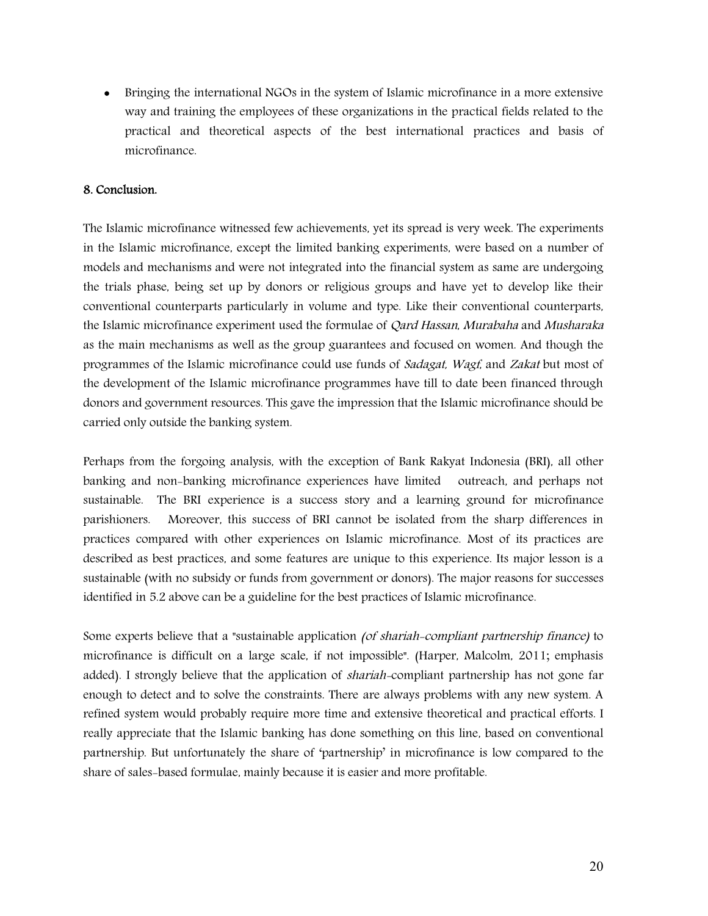- Bringing the international NGOs in the system of Islamic microfinance in a more extensive way and training the employees of these organizations in the practical fields related to the practical and theoretical aspects of the best international practices and basis of microfinance.

**8. Conclusion.**

The Islamic microfinance witnessed few achievements, yet its spread is very week. The experiments in the Islamic microfinance, except the limited banking experiments, were based on a number of models and mechanisms and were not integrated into the financial system as same are undergoing the trials phase, being set up by donors or religious groups and have yet to develop like their conventional counterparts particularly in volume and type. Like their conventional counterparts, the Islamic microfinance experiment used the formulae of *Qard Hassan*, *Murabaha* and *Musharaka* as the main mechanisms as well as the group guarantees and focused on women. And though the programmes of the Islamic microfinance could use funds of *Sadaqat, Waqf,* and *Zakat* but most of the development of the Islamic microfinance programmes have till to date been financed through donors and government resources. This gave the impression that the Islamic microfinance should be carried only outside the banking system.

Perhaps from the forgoing analysis, with the exception of Bank Rakyat Indonesia (BRI), all other banking and non-banking microfinance experiences have limited outreach, and perhaps not sustainable. The BRI experience is a success story and a learning ground for microfinance parishioners. Moreover, this success of BRI cannot be isolated from the sharp differences in practices compared with other experiences on Islamic microfinance. Most of its practices are described as best practices, and some features are unique to this experience. Its major lesson is a sustainable (with no subsidy or funds from government or donors). The major reasons for successes identified in 5.2 above can be a guideline for the best practices of Islamic microfinance.

Some experts believe that a "sustainable application *(of shariah-compliant partnership finance)* to microfinance is difficult on a large scale, if not impossible". (Harper, Malcolm, 2011; emphasis added). I strongly believe that the application of *shariah*-compliant partnership has not gone far enough to detect and to solve the constraints. There are always problems with any new system. A refined system would probably require more time and extensive theoretical and practical efforts. I really appreciate that the Islamic banking has done something on this line, based on conventional partnership. But unfortunately the share of 'partnership' in microfinance is low compared to the share of sales-based formulae, mainly because it is easier and more profitable.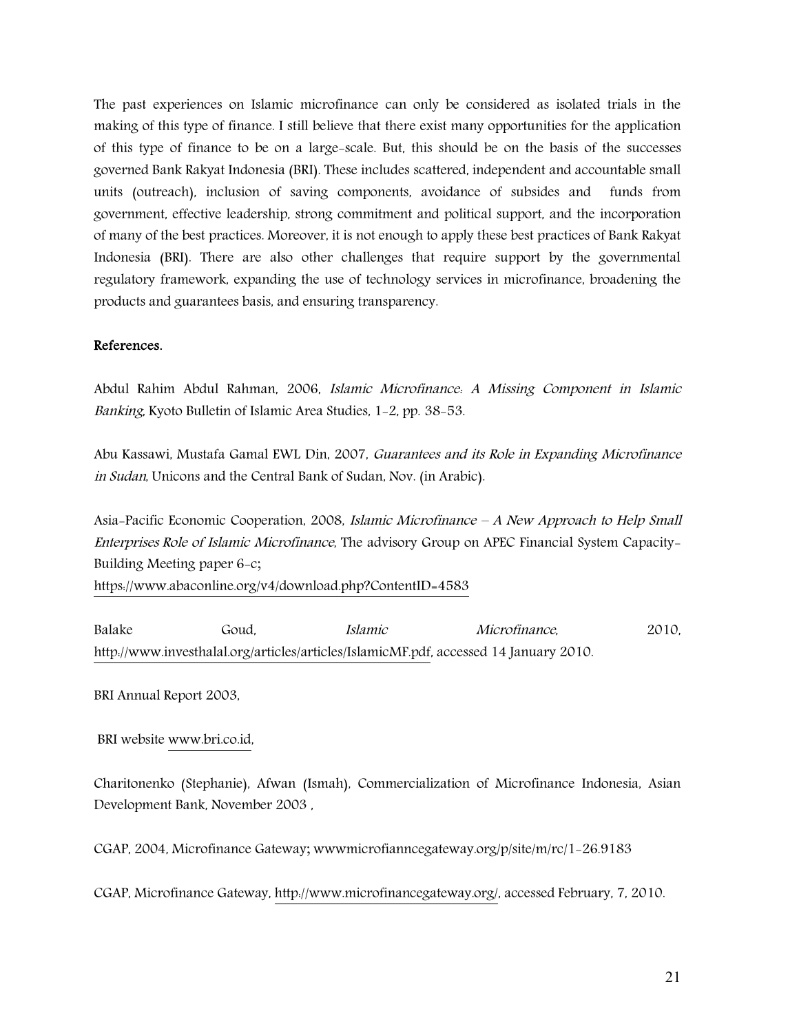The past experiences on Islamic microfinance can only be considered as isolated trials in the making of this type of finance. I still believe that there exist many opportunities for the application of this type of finance to be on a large-scale. But, this should be on the basis of the successes governed Bank Rakyat Indonesia (BRI). These includes scattered, independent and accountable small units (outreach), inclusion of saving components, avoidance of subsides and funds from government, effective leadership, strong commitment and political support, and the incorporation of many of the best practices. Moreover, it is not enough to apply these best practices of Bank Rakyat Indonesia (BRI). There are also other challenges that require support by the governmental regulatory framework, expanding the use of technology services in microfinance, broadening the products and guarantees basis, and ensuring transparency.

**References.**

Abdul Rahim Abdul Rahman, 2006, *Islamic Microfinance: A Missing Component in Islamic Banking*, Kyoto Bulletin of Islamic Area Studies, 1-2, pp. 38-53.

Abu Kassawi, Mustafa Gamal EWL Din, 2007, *Guarantees and its Role in Expanding Microfinance in Sudan*, Unicons and the Central Bank of Sudan, Nov. (in Arabic).

Asia-Pacific Economic Cooperation, 2008, *Islamic Microfinance – A New Approach to Help Small Enterprises Role of Islamic Microfinance*, The advisory Group on APEC Financial System Capacity-Building Meeting paper 6-c;
https://www.abaconline.org/v4/download.php?ContentID=4583

Balake Goud, *Islamic Microfinance*, 2010, http://www.investhalal.org/articles/articles/IslamicMF.pdf, accessed 14 January 2010.

BRI Annual Report 2003,

BRI website www.bri.co.id,

Charitonenko (Stephanie), Afwan (Ismah), Commercialization of Microfinance Indonesia, Asian Development Bank, November 2003 ,

CGAP, 2004, Microfinance Gateway; wwwmicrofianncegateway.org/p/site/m/rc/1-26.9183

CGAP, Microfinance Gateway, http://www.microfinancegateway.org/, accessed February, 7, 2010.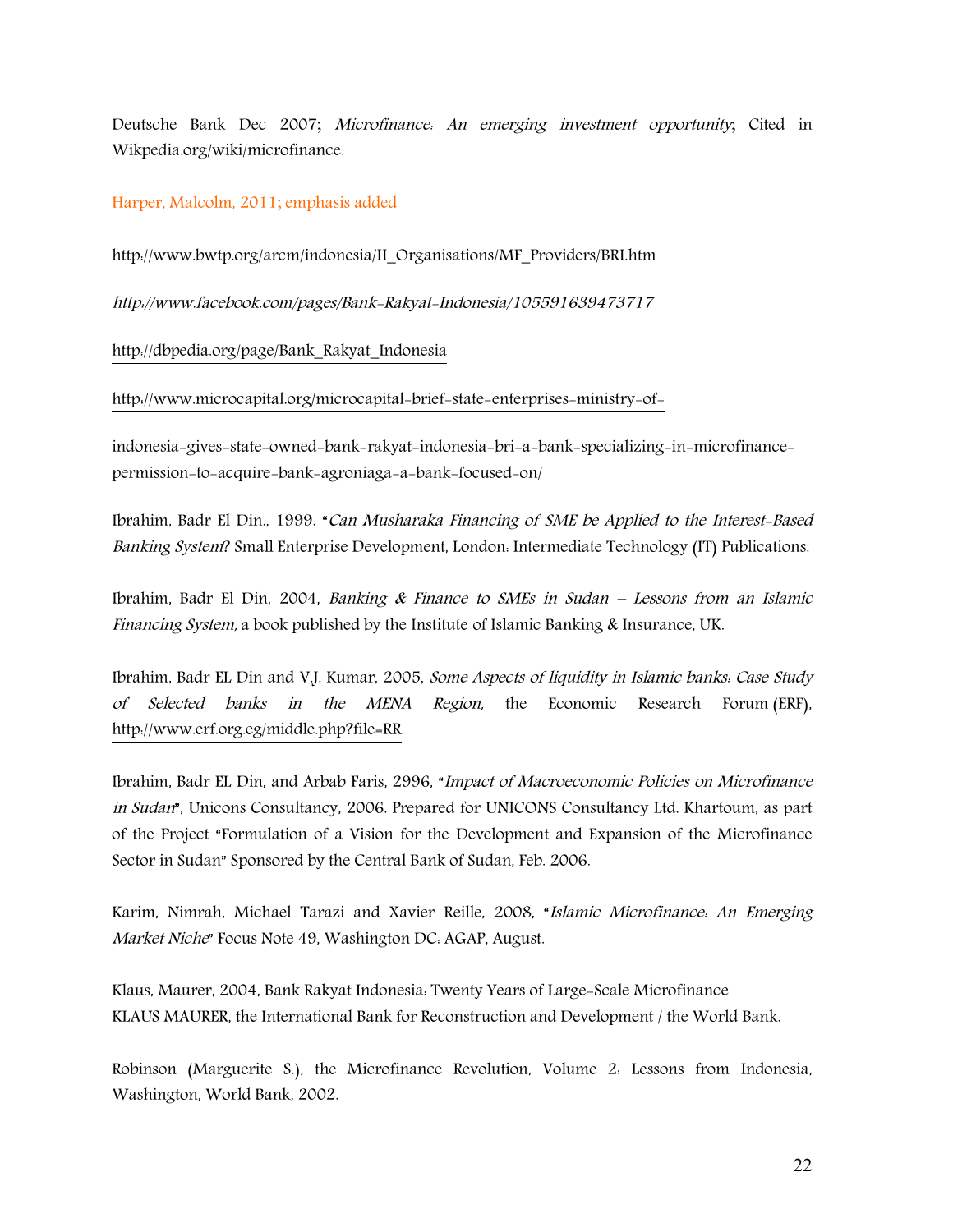Deutsche Bank Dec 2007; *Microfinance: An emerging investment opportunity*; Cited in Wikpedia.org/wiki/microfinance.

Harper, Malcolm, 2011; emphasis added

http://www.bwtp.org/arcm/indonesia/II_Organisations/MF_Providers/BRI.htm

*http://www.facebook.com/pages/Bank-Rakyat-Indonesia/105591639473717*

http://dbpedia.org/page/Bank_Rakyat_Indonesia

http://www.microcapital.org/microcapital-brief-state-enterprises-ministry-of-

indonesia-gives-state-owned-bank-rakyat-indonesia-bri-a-bank-specializing-in-microfinance-permission-to-acquire-bank-agroniaga-a-bank-focused-on/

Ibrahim, Badr El Din., 1999. "*Can Musharaka Financing of SME be Applied to the Interest-Based Banking System*? Small Enterprise Development, London: Intermediate Technology (IT) Publications.

Ibrahim, Badr El Din, 2004, *Banking & Finance to SMEs in Sudan – Lessons from an Islamic Financing System,* a book published by the Institute of Islamic Banking & Insurance, UK.

Ibrahim, Badr EL Din and V.J. Kumar, 2005, *Some Aspects of liquidity in Islamic banks: Case Study of Selected banks in the MENA Region,* the Economic Research Forum (ERF), http://www.erf.org.eg/middle.php?file=RR.

Ibrahim, Badr EL Din, and Arbab Faris, 2996, "*Impact of Macroeconomic Policies on Microfinance in Sudan*", Unicons Consultancy, 2006. Prepared for UNICONS Consultancy Ltd. Khartoum, as part of the Project "Formulation of a Vision for the Development and Expansion of the Microfinance Sector in Sudan" Sponsored by the Central Bank of Sudan, Feb. 2006.

Karim, Nimrah, Michael Tarazi and Xavier Reille, 2008, "*Islamic Microfinance: An Emerging Market Niche*" Focus Note 49, Washington DC: AGAP, August.

Klaus, Maurer, 2004, Bank Rakyat Indonesia: Twenty Years of Large-Scale Microfinance
KLAUS MAURER, the International Bank for Reconstruction and Development / the World Bank.

Robinson (Marguerite S.), the Microfinance Revolution, Volume 2: Lessons from Indonesia, Washington, World Bank, 2002.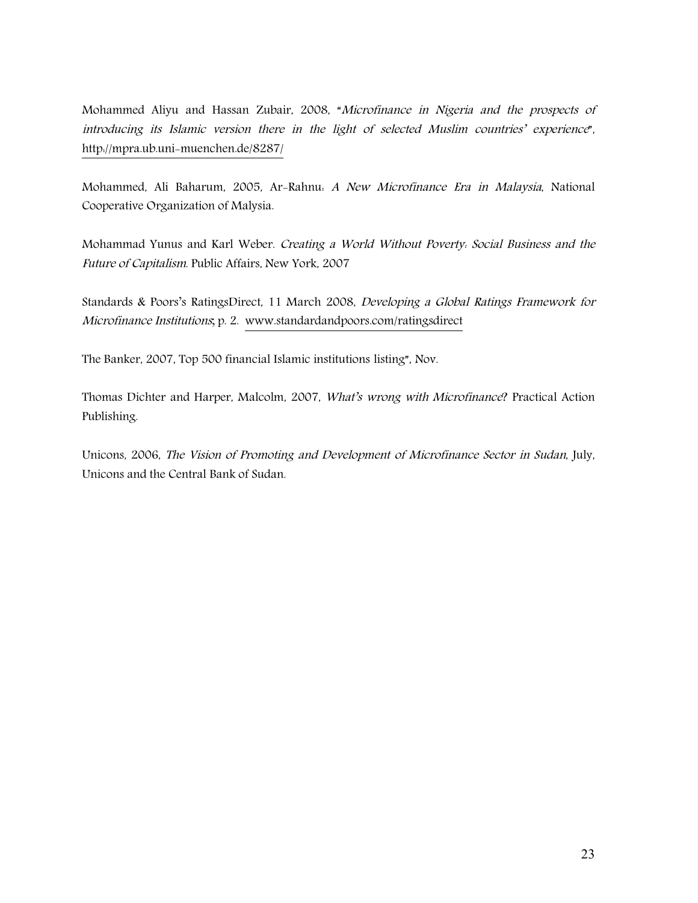Mohammed Aliyu and Hassan Zubair, 2008, "*Microfinance in Nigeria and the prospects of introducing its Islamic version there in the light of selected Muslim countries' experience*", http://mpra.ub.uni-muenchen.de/8287/

Mohammed, Ali Baharum, 2005, Ar-Rahnu: *A New Microfinance Era in Malaysia*, National Cooperative Organization of Malysia.

Mohammad Yunus and Karl Weber. *Creating a World Without Poverty: Social Business and the Future of Capitalism*. Public Affairs, New York, 2007

Standards & Poors's RatingsDirect, 11 March 2008, *Developing a Global Ratings Framework for Microfinance Institutions*; p. 2. www.standardandpoors.com/ratingsdirect

The Banker, 2007, Top 500 financial Islamic institutions listing", Nov.

Thomas Dichter and Harper, Malcolm, 2007, *What's wrong with Microfinance?* Practical Action Publishing.

Unicons, 2006, *The Vision of Promoting and Development of Microfinance Sector in Sudan*, July, Unicons and the Central Bank of Sudan.